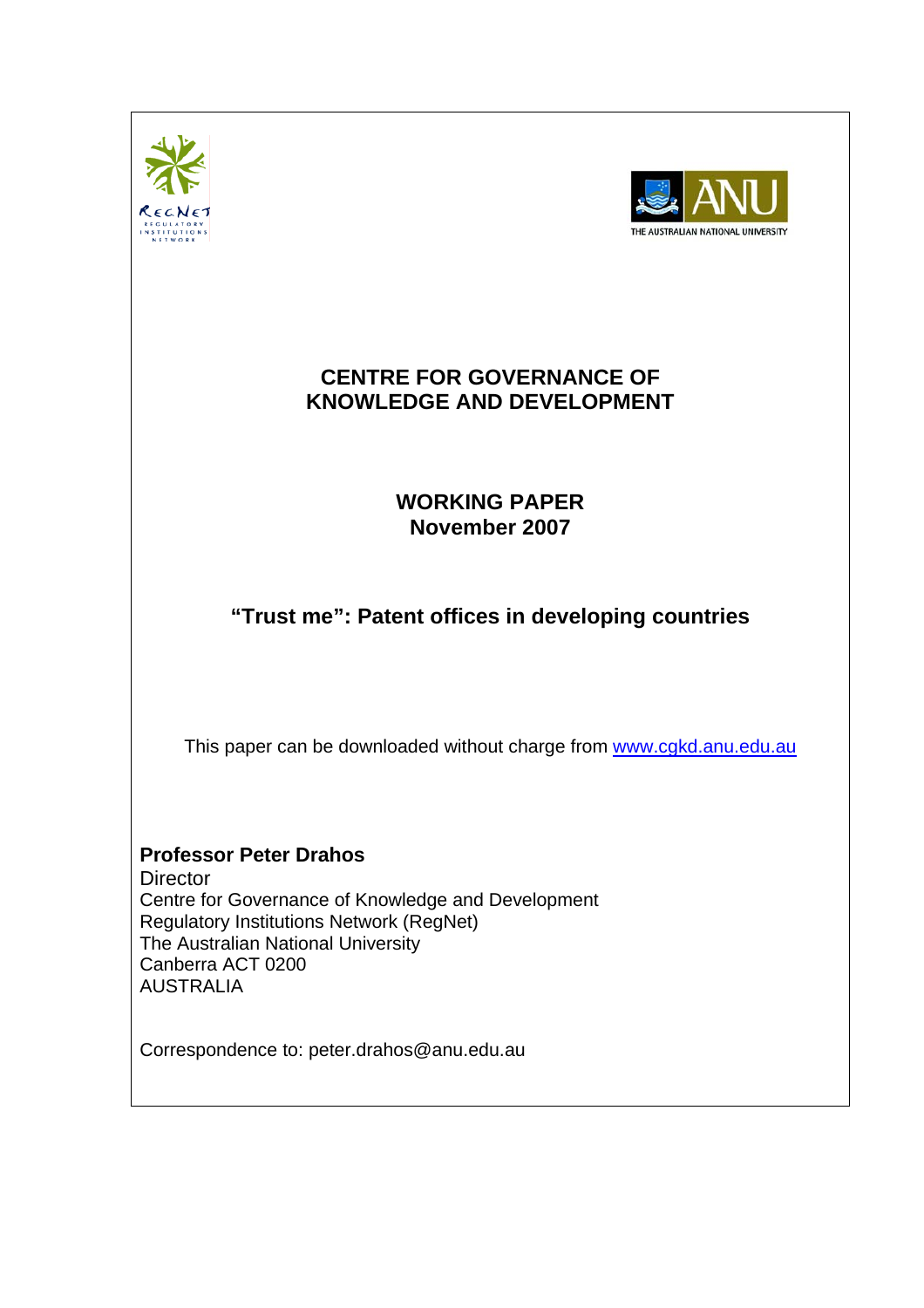# CENTRE FOR GOVERNANCE OF KNOWLEDGE AND DEVELOPMENT

## WORKING PAPER
## November 2007

## "Trust me": Patent offices in developing countries

This paper can be downloaded without charge from www.cgkd.anu.edu.au

**Professor Peter Drahos**
Director
Centre for Governance of Knowledge and Development
Regulatory Institutions Network (RegNet)
The Australian National University
Canberra ACT 0200
AUSTRALIA

Correspondence to: peter.drahos@anu.edu.au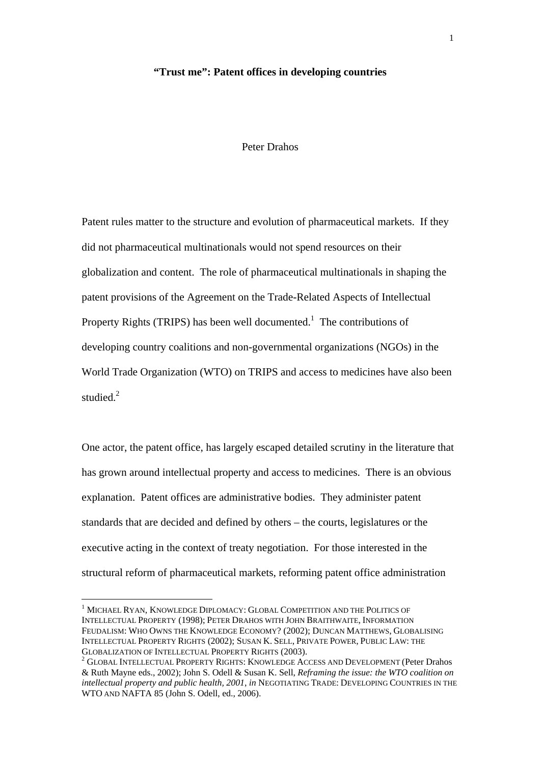**"Trust me": Patent offices in developing countries**

Peter Drahos

Patent rules matter to the structure and evolution of pharmaceutical markets. If they did not pharmaceutical multinationals would not spend resources on their globalization and content. The role of pharmaceutical multinationals in shaping the patent provisions of the Agreement on the Trade-Related Aspects of Intellectual Property Rights (TRIPS) has been well documented.[1] The contributions of developing country coalitions and non-governmental organizations (NGOs) in the World Trade Organization (WTO) on TRIPS and access to medicines have also been studied.[2]

One actor, the patent office, has largely escaped detailed scrutiny in the literature that has grown around intellectual property and access to medicines. There is an obvious explanation. Patent offices are administrative bodies. They administer patent standards that are decided and defined by others – the courts, legislatures or the executive acting in the context of treaty negotiation. For those interested in the structural reform of pharmaceutical markets, reforming patent office administration

---

[1] MICHAEL RYAN, KNOWLEDGE DIPLOMACY: GLOBAL COMPETITION AND THE POLITICS OF INTELLECTUAL PROPERTY (1998); PETER DRAHOS WITH JOHN BRAITHWAITE, INFORMATION FEUDALISM: WHO OWNS THE KNOWLEDGE ECONOMY? (2002); DUNCAN MATTHEWS, GLOBALISING INTELLECTUAL PROPERTY RIGHTS (2002); SUSAN K. SELL, PRIVATE POWER, PUBLIC LAW: THE GLOBALIZATION OF INTELLECTUAL PROPERTY RIGHTS (2003).

[2] GLOBAL INTELLECTUAL PROPERTY RIGHTS: KNOWLEDGE ACCESS AND DEVELOPMENT (Peter Drahos & Ruth Mayne eds., 2002); John S. Odell & Susan K. Sell, *Reframing the issue: the WTO coalition on intellectual property and public health, 2001*, *in* NEGOTIATING TRADE: DEVELOPING COUNTRIES IN THE WTO AND NAFTA 85 (John S. Odell, ed., 2006).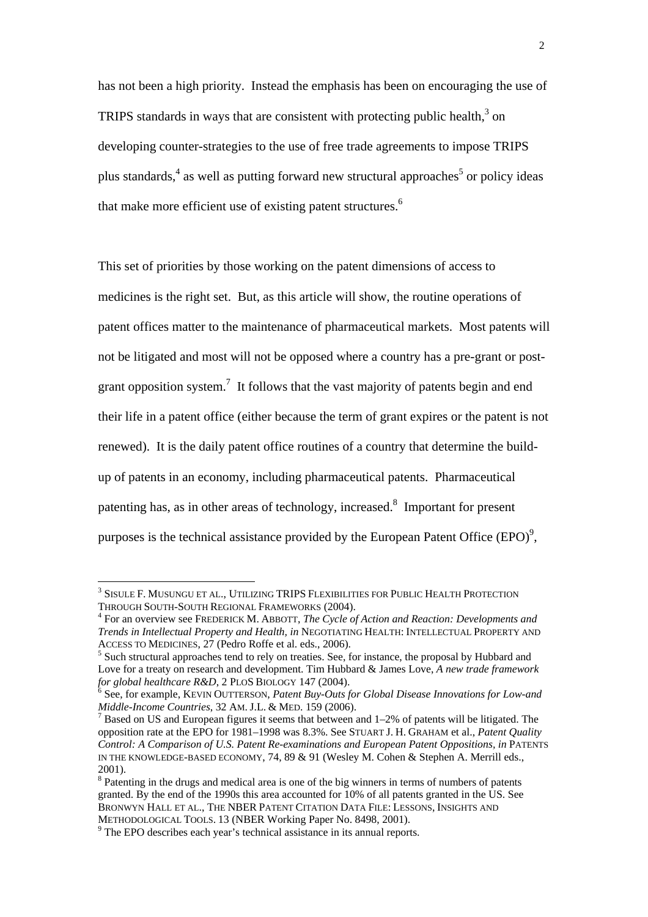has not been a high priority. Instead the emphasis has been on encouraging the use of TRIPS standards in ways that are consistent with protecting public health,[3] on developing counter-strategies to the use of free trade agreements to impose TRIPS plus standards,[4] as well as putting forward new structural approaches[5] or policy ideas that make more efficient use of existing patent structures.[6]

This set of priorities by those working on the patent dimensions of access to medicines is the right set. But, as this article will show, the routine operations of patent offices matter to the maintenance of pharmaceutical markets. Most patents will not be litigated and most will not be opposed where a country has a pre-grant or post-grant opposition system.[7] It follows that the vast majority of patents begin and end their life in a patent office (either because the term of grant expires or the patent is not renewed). It is the daily patent office routines of a country that determine the build-up of patents in an economy, including pharmaceutical patents. Pharmaceutical patenting has, as in other areas of technology, increased.[8] Important for present purposes is the technical assistance provided by the European Patent Office (EPO)[9],

---

[3] SISULE F. MUSUNGU ET AL., UTILIZING TRIPS FLEXIBILITIES FOR PUBLIC HEALTH PROTECTION THROUGH SOUTH-SOUTH REGIONAL FRAMEWORKS (2004).

[4] For an overview see FREDERICK M. ABBOTT, *The Cycle of Action and Reaction: Developments and Trends in Intellectual Property and Health, in* NEGOTIATING HEALTH: INTELLECTUAL PROPERTY AND ACCESS TO MEDICINES, 27 (Pedro Roffe et al. eds., 2006).

[5] Such structural approaches tend to rely on treaties. See, for instance, the proposal by Hubbard and Love for a treaty on research and development. Tim Hubbard & James Love, *A new trade framework for global healthcare R&D*, 2 PLOS BIOLOGY 147 (2004).

[6] See, for example, KEVIN OUTTERSON, *Patent Buy-Outs for Global Disease Innovations for Low-and Middle-Income Countries*, 32 AM. J.L. & MED. 159 (2006).

[7] Based on US and European figures it seems that between and 1–2% of patents will be litigated. The opposition rate at the EPO for 1981–1998 was 8.3%. See STUART J. H. GRAHAM et al., *Patent Quality Control: A Comparison of U.S. Patent Re-examinations and European Patent Oppositions, in* PATENTS IN THE KNOWLEDGE-BASED ECONOMY, 74, 89 & 91 (Wesley M. Cohen & Stephen A. Merrill eds., 2001).

[8] Patenting in the drugs and medical area is one of the big winners in terms of numbers of patents granted. By the end of the 1990s this area accounted for 10% of all patents granted in the US. See BRONWYN HALL ET AL., THE NBER PATENT CITATION DATA FILE: LESSONS, INSIGHTS AND METHODOLOGICAL TOOLS. 13 (NBER Working Paper No. 8498, 2001).

[9] The EPO describes each year's technical assistance in its annual reports.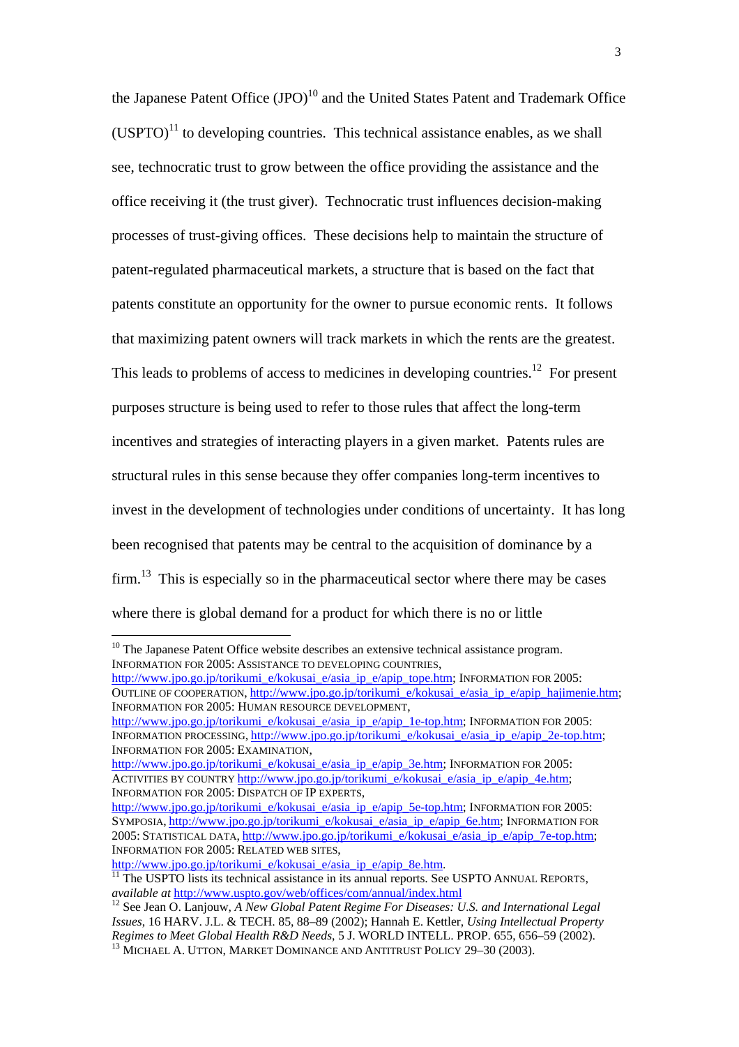the Japanese Patent Office (JPO)[10] and the United States Patent and Trademark Office (USPTO)[11] to developing countries. This technical assistance enables, as we shall see, technocratic trust to grow between the office providing the assistance and the office receiving it (the trust giver). Technocratic trust influences decision-making processes of trust-giving offices. These decisions help to maintain the structure of patent-regulated pharmaceutical markets, a structure that is based on the fact that patents constitute an opportunity for the owner to pursue economic rents. It follows that maximizing patent owners will track markets in which the rents are the greatest. This leads to problems of access to medicines in developing countries.[12] For present purposes structure is being used to refer to those rules that affect the long-term incentives and strategies of interacting players in a given market. Patents rules are structural rules in this sense because they offer companies long-term incentives to invest in the development of technologies under conditions of uncertainty. It has long been recognised that patents may be central to the acquisition of dominance by a firm.[13] This is especially so in the pharmaceutical sector where there may be cases where there is global demand for a product for which there is no or little

---

[10] The Japanese Patent Office website describes an extensive technical assistance program. INFORMATION FOR 2005: ASSISTANCE TO DEVELOPING COUNTRIES, http://www.jpo.go.jp/torikumi_e/kokusai_e/asia_ip_e/apip_tope.htm; INFORMATION FOR 2005: OUTLINE OF COOPERATION, http://www.jpo.go.jp/torikumi_e/kokusai_e/asia_ip_e/apip_hajimenie.htm; INFORMATION FOR 2005: HUMAN RESOURCE DEVELOPMENT, http://www.jpo.go.jp/torikumi_e/kokusai_e/asia_ip_e/apip_1e-top.htm; INFORMATION FOR 2005: INFORMATION PROCESSING, http://www.jpo.go.jp/torikumi_e/kokusai_e/asia_ip_e/apip_2e-top.htm; INFORMATION FOR 2005: EXAMINATION, http://www.jpo.go.jp/torikumi_e/kokusai_e/asia_ip_e/apip_3e.htm; INFORMATION FOR 2005: ACTIVITIES BY COUNTRY http://www.jpo.go.jp/torikumi_e/kokusai_e/asia_ip_e/apip_4e.htm; INFORMATION FOR 2005: DISPATCH OF IP EXPERTS, http://www.jpo.go.jp/torikumi_e/kokusai_e/asia_ip_e/apip_5e-top.htm; INFORMATION FOR 2005: SYMPOSIA, http://www.jpo.go.jp/torikumi_e/kokusai_e/asia_ip_e/apip_6e.htm; INFORMATION FOR 2005: STATISTICAL DATA, http://www.jpo.go.jp/torikumi_e/kokusai_e/asia_ip_e/apip_7e-top.htm; INFORMATION FOR 2005: RELATED WEB SITES, http://www.jpo.go.jp/torikumi_e/kokusai_e/asia_ip_e/apip_8e.htm.

[11] The USPTO lists its technical assistance in its annual reports. See USPTO ANNUAL REPORTS, *available at* http://www.uspto.gov/web/offices/com/annual/index.html

[12] See Jean O. Lanjouw, *A New Global Patent Regime For Diseases: U.S. and International Legal Issues*, 16 HARV. J.L. & TECH. 85, 88–89 (2002); Hannah E. Kettler, *Using Intellectual Property Regimes to Meet Global Health R&D Needs*, 5 J. WORLD INTELL. PROP. 655, 656–59 (2002).

[13] MICHAEL A. UTTON, MARKET DOMINANCE AND ANTITRUST POLICY 29–30 (2003).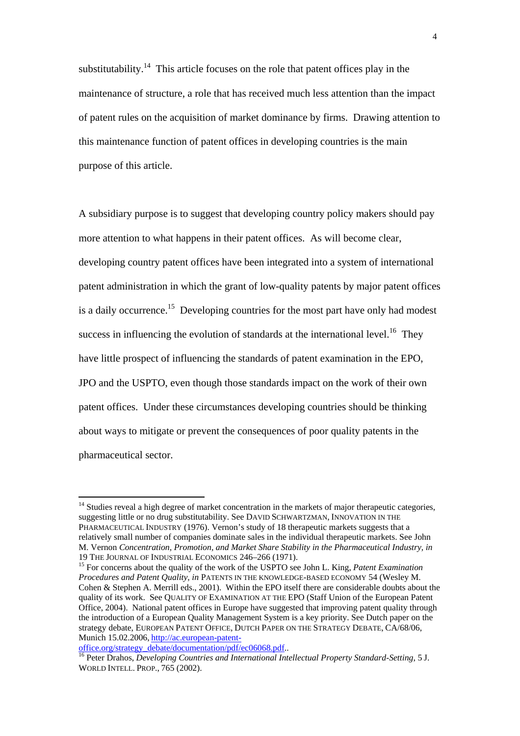substitutability.[14] This article focuses on the role that patent offices play in the maintenance of structure, a role that has received much less attention than the impact of patent rules on the acquisition of market dominance by firms. Drawing attention to this maintenance function of patent offices in developing countries is the main purpose of this article.

A subsidiary purpose is to suggest that developing country policy makers should pay more attention to what happens in their patent offices. As will become clear, developing country patent offices have been integrated into a system of international patent administration in which the grant of low-quality patents by major patent offices is a daily occurrence.[15] Developing countries for the most part have only had modest success in influencing the evolution of standards at the international level.[16] They have little prospect of influencing the standards of patent examination in the EPO, JPO and the USPTO, even though those standards impact on the work of their own patent offices. Under these circumstances developing countries should be thinking about ways to mitigate or prevent the consequences of poor quality patents in the pharmaceutical sector.

---

[14] Studies reveal a high degree of market concentration in the markets of major therapeutic categories, suggesting little or no drug substitutability. See DAVID SCHWARTZMAN, INNOVATION IN THE PHARMACEUTICAL INDUSTRY (1976). Vernon's study of 18 therapeutic markets suggests that a relatively small number of companies dominate sales in the individual therapeutic markets. See John M. Vernon *Concentration, Promotion, and Market Share Stability in the Pharmaceutical Industry, in* 19 THE JOURNAL OF INDUSTRIAL ECONOMICS 246–266 (1971).

[15] For concerns about the quality of the work of the USPTO see John L. King, *Patent Examination Procedures and Patent Quality*, *in* PATENTS IN THE KNOWLEDGE-BASED ECONOMY 54 (Wesley M. Cohen & Stephen A. Merrill eds., 2001). Within the EPO itself there are considerable doubts about the quality of its work. See QUALITY OF EXAMINATION AT THE EPO (Staff Union of the European Patent Office, 2004). National patent offices in Europe have suggested that improving patent quality through the introduction of a European Quality Management System is a key priority. See Dutch paper on the strategy debate, EUROPEAN PATENT OFFICE, DUTCH PAPER ON THE STRATEGY DEBATE, CA/68/06, Munich 15.02.2006, http://ac.european-patent-office.org/strategy_debate/documentation/pdf/ec06068.pdf..

[16] Peter Drahos, *Developing Countries and International Intellectual Property Standard-Setting*, 5 J. WORLD INTELL. PROP., 765 (2002).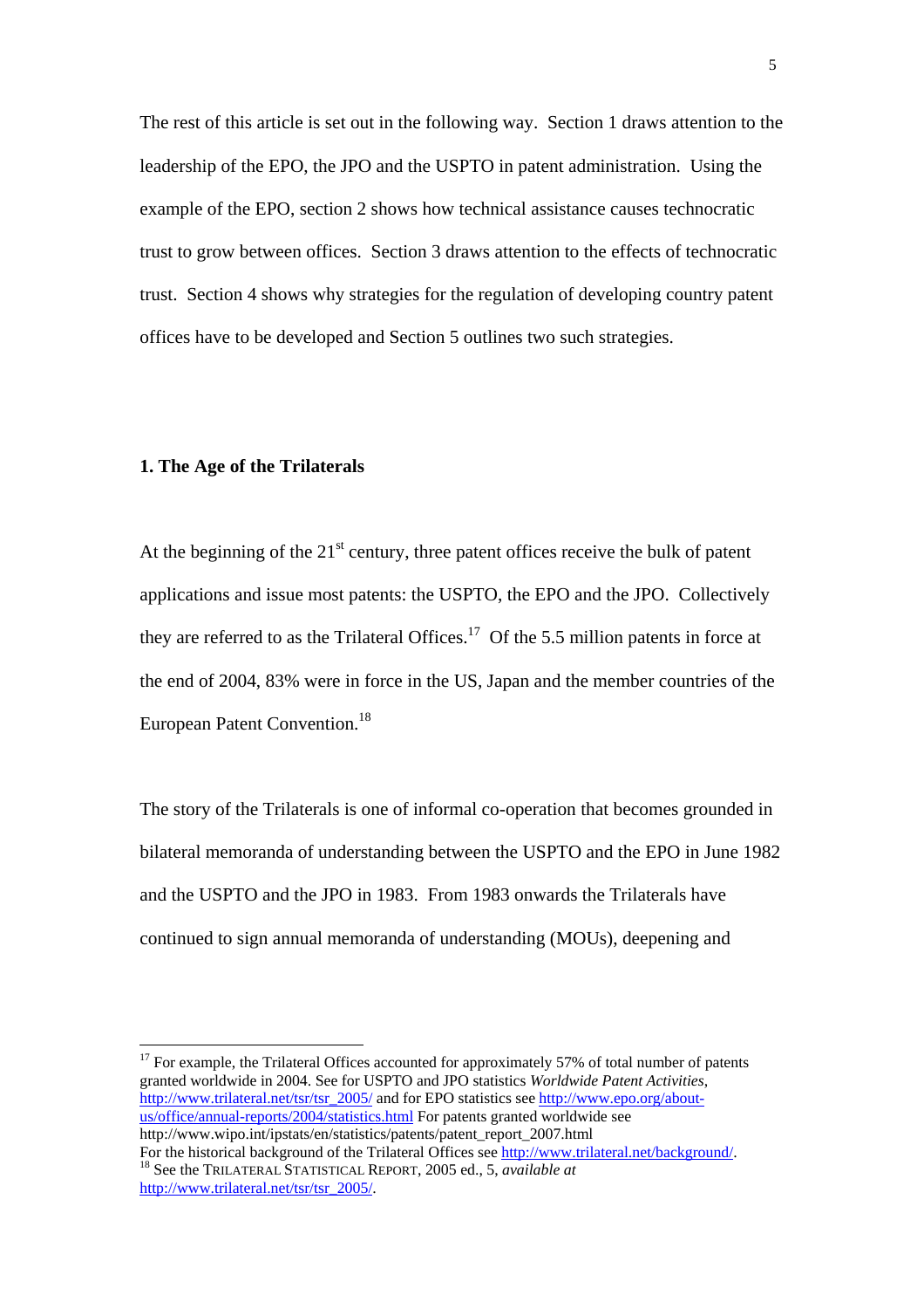The rest of this article is set out in the following way. Section 1 draws attention to the leadership of the EPO, the JPO and the USPTO in patent administration. Using the example of the EPO, section 2 shows how technical assistance causes technocratic trust to grow between offices. Section 3 draws attention to the effects of technocratic trust. Section 4 shows why strategies for the regulation of developing country patent offices have to be developed and Section 5 outlines two such strategies.

## 1. The Age of the Trilaterals

At the beginning of the 21st century, three patent offices receive the bulk of patent applications and issue most patents: the USPTO, the EPO and the JPO. Collectively they are referred to as the Trilateral Offices.[17] Of the 5.5 million patents in force at the end of 2004, 83% were in force in the US, Japan and the member countries of the European Patent Convention.[18]

The story of the Trilaterals is one of informal co-operation that becomes grounded in bilateral memoranda of understanding between the USPTO and the EPO in June 1982 and the USPTO and the JPO in 1983. From 1983 onwards the Trilaterals have continued to sign annual memoranda of understanding (MOUs), deepening and

---

[17] For example, the Trilateral Offices accounted for approximately 57% of total number of patents granted worldwide in 2004. See for USPTO and JPO statistics *Worldwide Patent Activities*, http://www.trilateral.net/tsr/tsr_2005/ and for EPO statistics see http://www.epo.org/about-us/office/annual-reports/2004/statistics.html For patents granted worldwide see http://www.wipo.int/ipstats/en/statistics/patents/patent_report_2007.html For the historical background of the Trilateral Offices see http://www.trilateral.net/background/.

[18] See the TRILATERAL STATISTICAL REPORT, 2005 ed., 5, *available at* http://www.trilateral.net/tsr/tsr_2005/.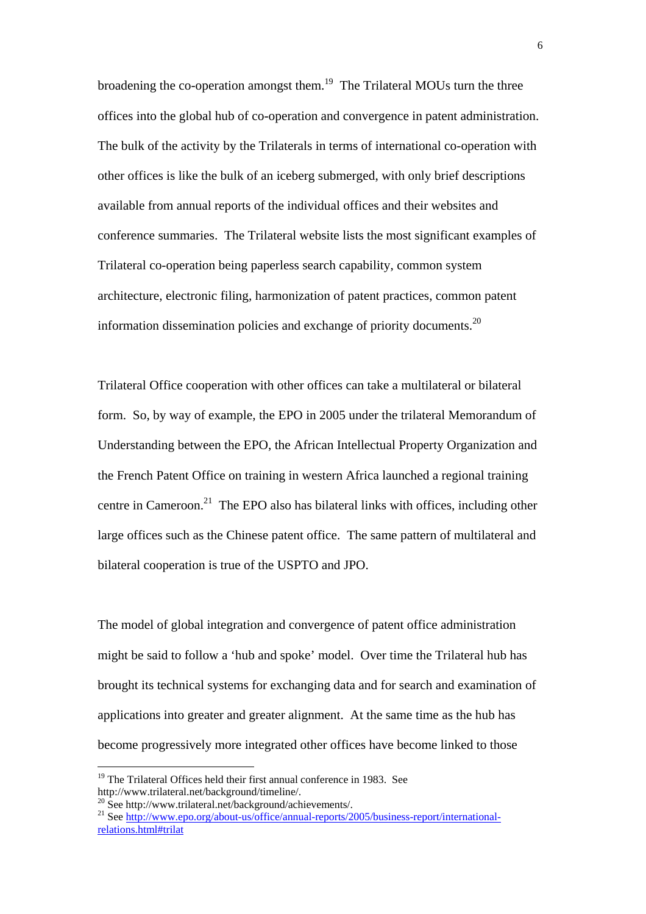broadening the co-operation amongst them.[19] The Trilateral MOUs turn the three offices into the global hub of co-operation and convergence in patent administration. The bulk of the activity by the Trilaterals in terms of international co-operation with other offices is like the bulk of an iceberg submerged, with only brief descriptions available from annual reports of the individual offices and their websites and conference summaries. The Trilateral website lists the most significant examples of Trilateral co-operation being paperless search capability, common system architecture, electronic filing, harmonization of patent practices, common patent information dissemination policies and exchange of priority documents.[20]

Trilateral Office cooperation with other offices can take a multilateral or bilateral form. So, by way of example, the EPO in 2005 under the trilateral Memorandum of Understanding between the EPO, the African Intellectual Property Organization and the French Patent Office on training in western Africa launched a regional training centre in Cameroon.[21] The EPO also has bilateral links with offices, including other large offices such as the Chinese patent office. The same pattern of multilateral and bilateral cooperation is true of the USPTO and JPO.

The model of global integration and convergence of patent office administration might be said to follow a 'hub and spoke' model. Over time the Trilateral hub has brought its technical systems for exchanging data and for search and examination of applications into greater and greater alignment. At the same time as the hub has become progressively more integrated other offices have become linked to those

---

[19] The Trilateral Offices held their first annual conference in 1983. See http://www.trilateral.net/background/timeline/.

[20] See http://www.trilateral.net/background/achievements/.

[21] See http://www.epo.org/about-us/office/annual-reports/2005/business-report/international-relations.html#trilat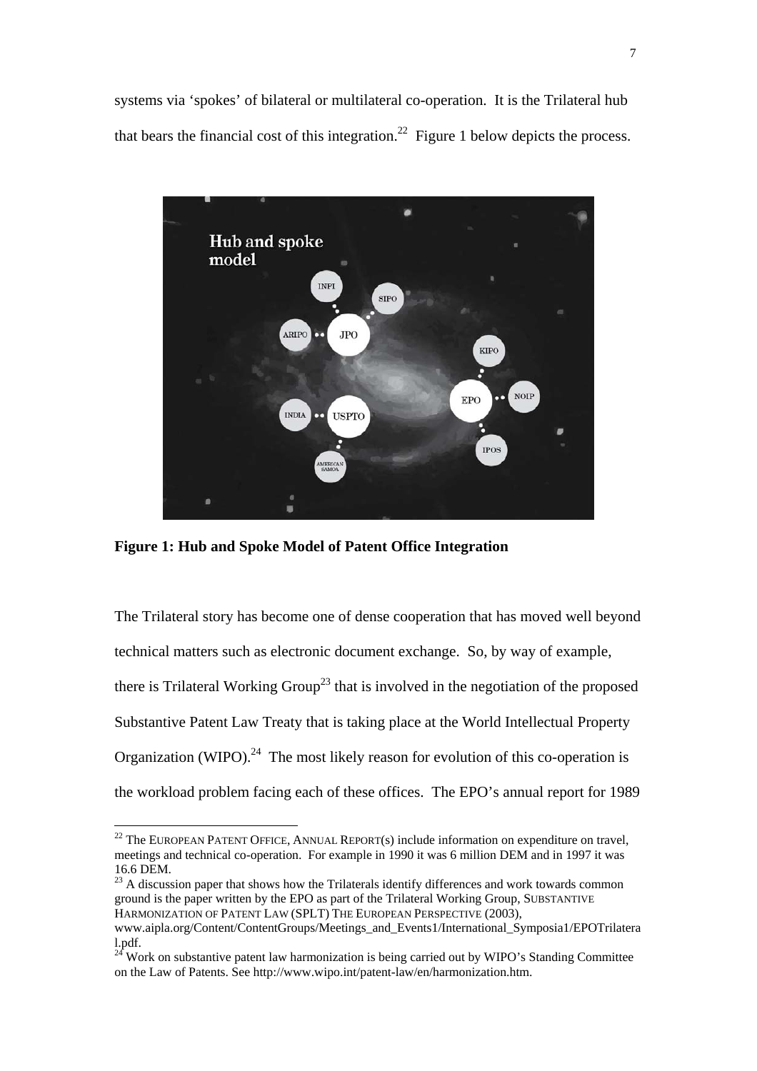systems via 'spokes' of bilateral or multilateral co-operation. It is the Trilateral hub that bears the financial cost of this integration.[22] Figure 1 below depicts the process.

**Figure 1: Hub and Spoke Model of Patent Office Integration**

The Trilateral story has become one of dense cooperation that has moved well beyond technical matters such as electronic document exchange. So, by way of example, there is Trilateral Working Group[23] that is involved in the negotiation of the proposed Substantive Patent Law Treaty that is taking place at the World Intellectual Property Organization (WIPO).[24] The most likely reason for evolution of this co-operation is the workload problem facing each of these offices. The EPO's annual report for 1989

---

[22] The EUROPEAN PATENT OFFICE, ANNUAL REPORT(s) include information on expenditure on travel, meetings and technical co-operation. For example in 1990 it was 6 million DEM and in 1997 it was 16.6 DEM.

[23] A discussion paper that shows how the Trilaterals identify differences and work towards common ground is the paper written by the EPO as part of the Trilateral Working Group, SUBSTANTIVE HARMONIZATION OF PATENT LAW (SPLT) THE EUROPEAN PERSPECTIVE (2003), www.aipla.org/Content/ContentGroups/Meetings_and_Events1/International_Symposia1/EPOTrilateral.pdf.

[24] Work on substantive patent law harmonization is being carried out by WIPO's Standing Committee on the Law of Patents. See http://www.wipo.int/patent-law/en/harmonization.htm.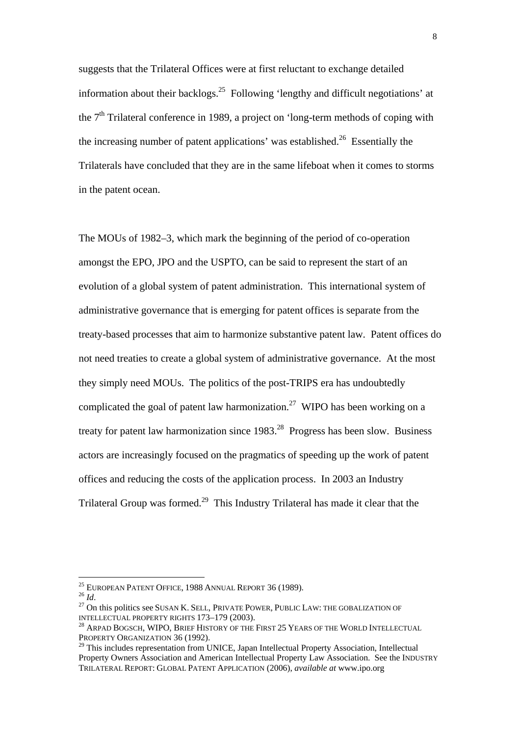suggests that the Trilateral Offices were at first reluctant to exchange detailed information about their backlogs.[25] Following 'lengthy and difficult negotiations' at the 7th Trilateral conference in 1989, a project on 'long-term methods of coping with the increasing number of patent applications' was established.[26] Essentially the Trilaterals have concluded that they are in the same lifeboat when it comes to storms in the patent ocean.

The MOUs of 1982–3, which mark the beginning of the period of co-operation amongst the EPO, JPO and the USPTO, can be said to represent the start of an evolution of a global system of patent administration. This international system of administrative governance that is emerging for patent offices is separate from the treaty-based processes that aim to harmonize substantive patent law. Patent offices do not need treaties to create a global system of administrative governance. At the most they simply need MOUs. The politics of the post-TRIPS era has undoubtedly complicated the goal of patent law harmonization.[27] WIPO has been working on a treaty for patent law harmonization since 1983.[28] Progress has been slow. Business actors are increasingly focused on the pragmatics of speeding up the work of patent offices and reducing the costs of the application process. In 2003 an Industry Trilateral Group was formed.[29] This Industry Trilateral has made it clear that the

---

[25] EUROPEAN PATENT OFFICE, 1988 ANNUAL REPORT 36 (1989).

[26] *Id*.

[27] On this politics see SUSAN K. SELL, PRIVATE POWER, PUBLIC LAW: THE GOBALIZATION OF INTELLECTUAL PROPERTY RIGHTS 173–179 (2003).

[28] ARPAD BOGSCH, WIPO, BRIEF HISTORY OF THE FIRST 25 YEARS OF THE WORLD INTELLECTUAL PROPERTY ORGANIZATION 36 (1992).

[29] This includes representation from UNICE, Japan Intellectual Property Association, Intellectual Property Owners Association and American Intellectual Property Law Association. See the INDUSTRY TRILATERAL REPORT: GLOBAL PATENT APPLICATION (2006), *available at* www.ipo.org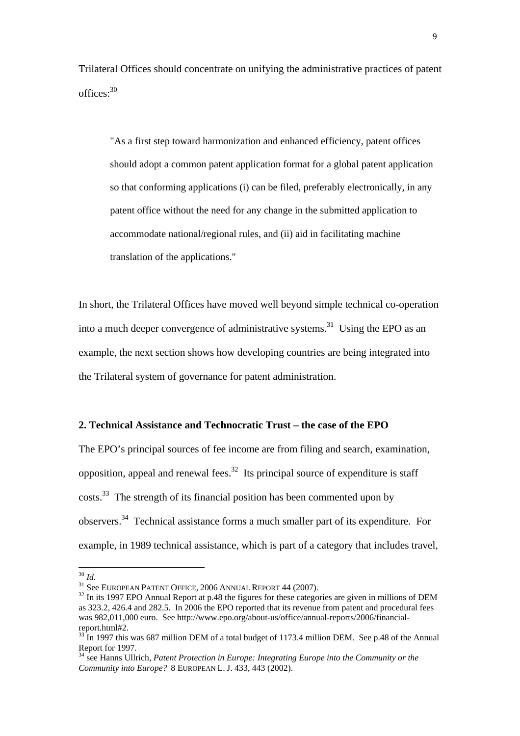Trilateral Offices should concentrate on unifying the administrative practices of patent offices:[30]

> "As a first step toward harmonization and enhanced efficiency, patent offices should adopt a common patent application format for a global patent application so that conforming applications (i) can be filed, preferably electronically, in any patent office without the need for any change in the submitted application to accommodate national/regional rules, and (ii) aid in facilitating machine translation of the applications."

In short, the Trilateral Offices have moved well beyond simple technical co-operation into a much deeper convergence of administrative systems.[31] Using the EPO as an example, the next section shows how developing countries are being integrated into the Trilateral system of governance for patent administration.

**2. Technical Assistance and Technocratic Trust – the case of the EPO**

The EPO's principal sources of fee income are from filing and search, examination, opposition, appeal and renewal fees.[32] Its principal source of expenditure is staff costs.[33] The strength of its financial position has been commented upon by observers.[34] Technical assistance forms a much smaller part of its expenditure. For example, in 1989 technical assistance, which is part of a category that includes travel,

---

[30] *Id.*

[31] See EUROPEAN PATENT OFFICE, 2006 ANNUAL REPORT 44 (2007).

[32] In its 1997 EPO Annual Report at p.48 the figures for these categories are given in millions of DEM as 323.2, 426.4 and 282.5. In 2006 the EPO reported that its revenue from patent and procedural fees was 982,011,000 euro. See http://www.epo.org/about-us/office/annual-reports/2006/financial-report.html#2.

[33] In 1997 this was 687 million DEM of a total budget of 1173.4 million DEM. See p.48 of the Annual Report for 1997.

[34] see Hanns Ullrich, *Patent Protection in Europe: Integrating Europe into the Community or the Community into Europe?* 8 EUROPEAN L. J. 433, 443 (2002).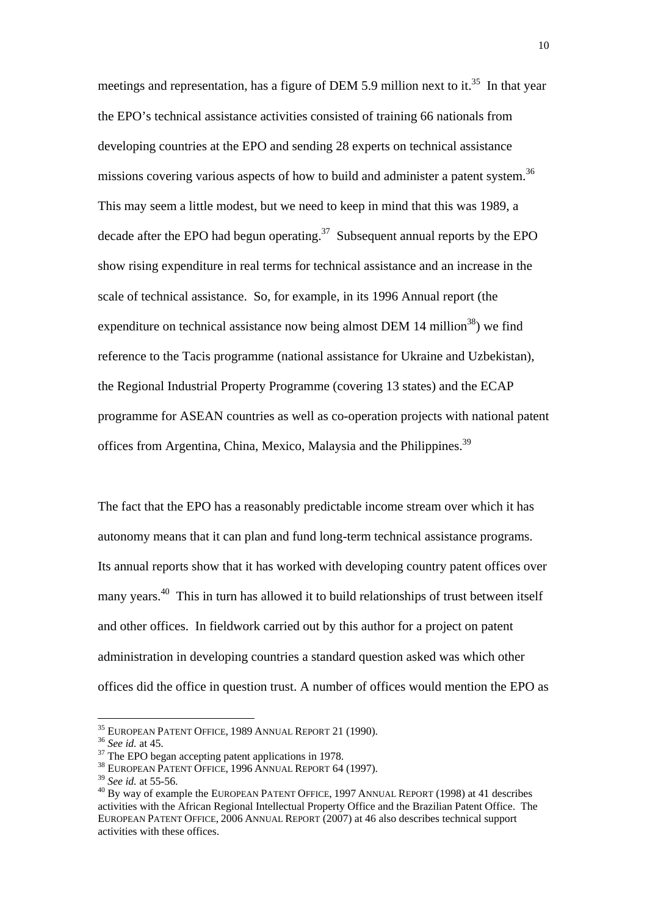meetings and representation, has a figure of DEM 5.9 million next to it.[35] In that year the EPO's technical assistance activities consisted of training 66 nationals from developing countries at the EPO and sending 28 experts on technical assistance missions covering various aspects of how to build and administer a patent system.[36] This may seem a little modest, but we need to keep in mind that this was 1989, a decade after the EPO had begun operating.[37] Subsequent annual reports by the EPO show rising expenditure in real terms for technical assistance and an increase in the scale of technical assistance. So, for example, in its 1996 Annual report (the expenditure on technical assistance now being almost DEM 14 million[38]) we find reference to the Tacis programme (national assistance for Ukraine and Uzbekistan), the Regional Industrial Property Programme (covering 13 states) and the ECAP programme for ASEAN countries as well as co-operation projects with national patent offices from Argentina, China, Mexico, Malaysia and the Philippines.[39]

The fact that the EPO has a reasonably predictable income stream over which it has autonomy means that it can plan and fund long-term technical assistance programs. Its annual reports show that it has worked with developing country patent offices over many years.[40] This in turn has allowed it to build relationships of trust between itself and other offices. In fieldwork carried out by this author for a project on patent administration in developing countries a standard question asked was which other offices did the office in question trust. A number of offices would mention the EPO as

---

[35] EUROPEAN PATENT OFFICE, 1989 ANNUAL REPORT 21 (1990).

[36] *See id.* at 45.

[37] The EPO began accepting patent applications in 1978.

[38] EUROPEAN PATENT OFFICE, 1996 ANNUAL REPORT 64 (1997).

[39] *See id.* at 55-56.

[40] By way of example the EUROPEAN PATENT OFFICE, 1997 ANNUAL REPORT (1998) at 41 describes activities with the African Regional Intellectual Property Office and the Brazilian Patent Office. The EUROPEAN PATENT OFFICE, 2006 ANNUAL REPORT (2007) at 46 also describes technical support activities with these offices.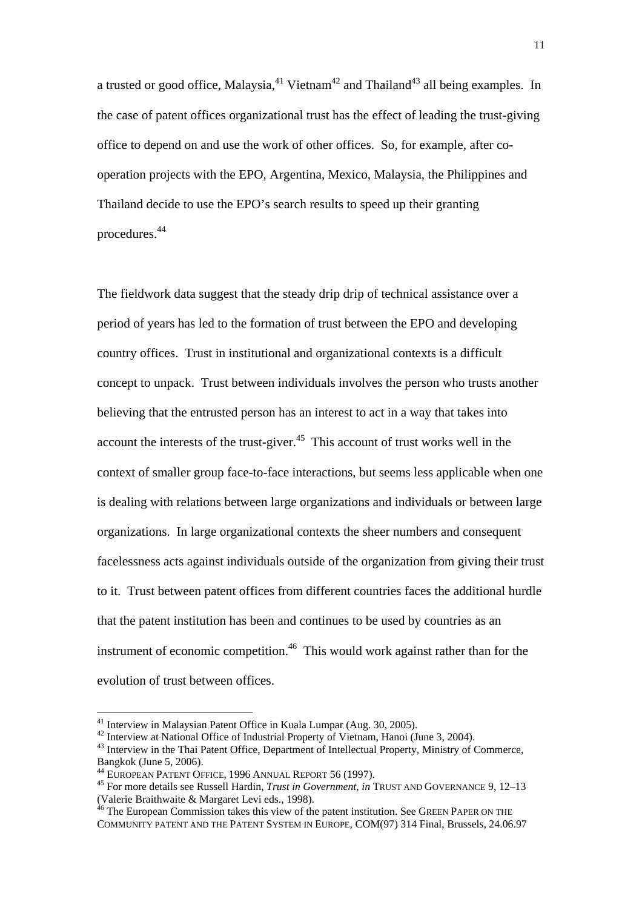a trusted or good office, Malaysia,[41] Vietnam[42] and Thailand[43] all being examples. In the case of patent offices organizational trust has the effect of leading the trust-giving office to depend on and use the work of other offices. So, for example, after co-operation projects with the EPO, Argentina, Mexico, Malaysia, the Philippines and Thailand decide to use the EPO's search results to speed up their granting procedures.[44]

The fieldwork data suggest that the steady drip drip of technical assistance over a period of years has led to the formation of trust between the EPO and developing country offices. Trust in institutional and organizational contexts is a difficult concept to unpack. Trust between individuals involves the person who trusts another believing that the entrusted person has an interest to act in a way that takes into account the interests of the trust-giver.[45] This account of trust works well in the context of smaller group face-to-face interactions, but seems less applicable when one is dealing with relations between large organizations and individuals or between large organizations. In large organizational contexts the sheer numbers and consequent facelessness acts against individuals outside of the organization from giving their trust to it. Trust between patent offices from different countries faces the additional hurdle that the patent institution has been and continues to be used by countries as an instrument of economic competition.[46] This would work against rather than for the evolution of trust between offices.

---

[41] Interview in Malaysian Patent Office in Kuala Lumpar (Aug. 30, 2005).

[42] Interview at National Office of Industrial Property of Vietnam, Hanoi (June 3, 2004).

[43] Interview in the Thai Patent Office, Department of Intellectual Property, Ministry of Commerce, Bangkok (June 5, 2006).

[44] EUROPEAN PATENT OFFICE, 1996 ANNUAL REPORT 56 (1997).

[45] For more details see Russell Hardin, *Trust in Government, in* TRUST AND GOVERNANCE 9, 12–13 (Valerie Braithwaite & Margaret Levi eds., 1998).

[46] The European Commission takes this view of the patent institution. See GREEN PAPER ON THE COMMUNITY PATENT AND THE PATENT SYSTEM IN EUROPE, COM(97) 314 Final, Brussels, 24.06.97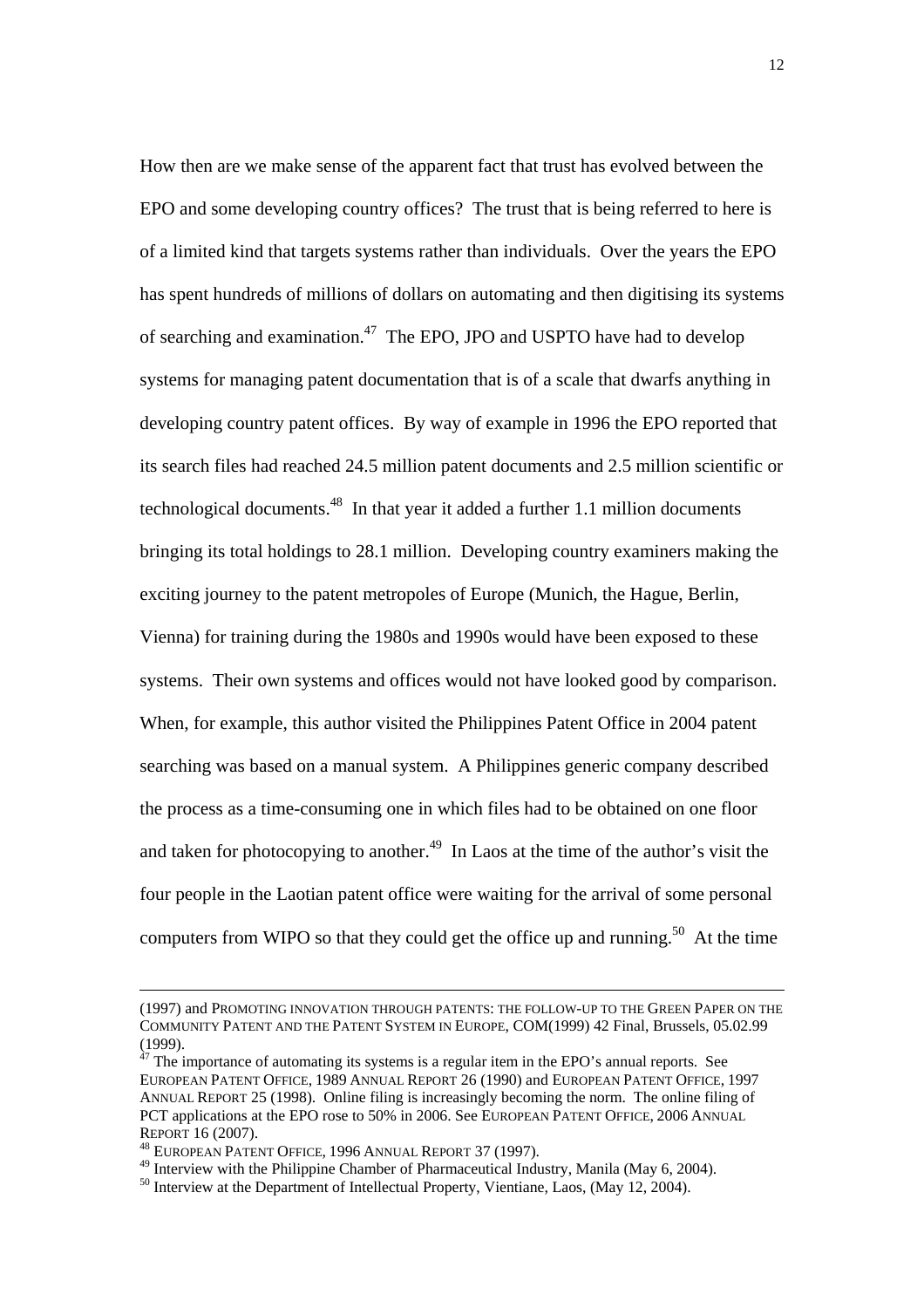How then are we make sense of the apparent fact that trust has evolved between the EPO and some developing country offices? The trust that is being referred to here is of a limited kind that targets systems rather than individuals. Over the years the EPO has spent hundreds of millions of dollars on automating and then digitising its systems of searching and examination.[47] The EPO, JPO and USPTO have had to develop systems for managing patent documentation that is of a scale that dwarfs anything in developing country patent offices. By way of example in 1996 the EPO reported that its search files had reached 24.5 million patent documents and 2.5 million scientific or technological documents.[48] In that year it added a further 1.1 million documents bringing its total holdings to 28.1 million. Developing country examiners making the exciting journey to the patent metropoles of Europe (Munich, the Hague, Berlin, Vienna) for training during the 1980s and 1990s would have been exposed to these systems. Their own systems and offices would not have looked good by comparison. When, for example, this author visited the Philippines Patent Office in 2004 patent searching was based on a manual system. A Philippines generic company described the process as a time-consuming one in which files had to be obtained on one floor and taken for photocopying to another.[49] In Laos at the time of the author's visit the four people in the Laotian patent office were waiting for the arrival of some personal computers from WIPO so that they could get the office up and running.[50] At the time

---

(1997) and PROMOTING INNOVATION THROUGH PATENTS: THE FOLLOW-UP TO THE GREEN PAPER ON THE COMMUNITY PATENT AND THE PATENT SYSTEM IN EUROPE, COM(1999) 42 Final, Brussels, 05.02.99 (1999).

[47] The importance of automating its systems is a regular item in the EPO's annual reports. See EUROPEAN PATENT OFFICE, 1989 ANNUAL REPORT 26 (1990) and EUROPEAN PATENT OFFICE, 1997 ANNUAL REPORT 25 (1998). Online filing is increasingly becoming the norm. The online filing of PCT applications at the EPO rose to 50% in 2006. See EUROPEAN PATENT OFFICE, 2006 ANNUAL REPORT 16 (2007).

[48] EUROPEAN PATENT OFFICE, 1996 ANNUAL REPORT 37 (1997).

[49] Interview with the Philippine Chamber of Pharmaceutical Industry, Manila (May 6, 2004).

[50] Interview at the Department of Intellectual Property, Vientiane, Laos, (May 12, 2004).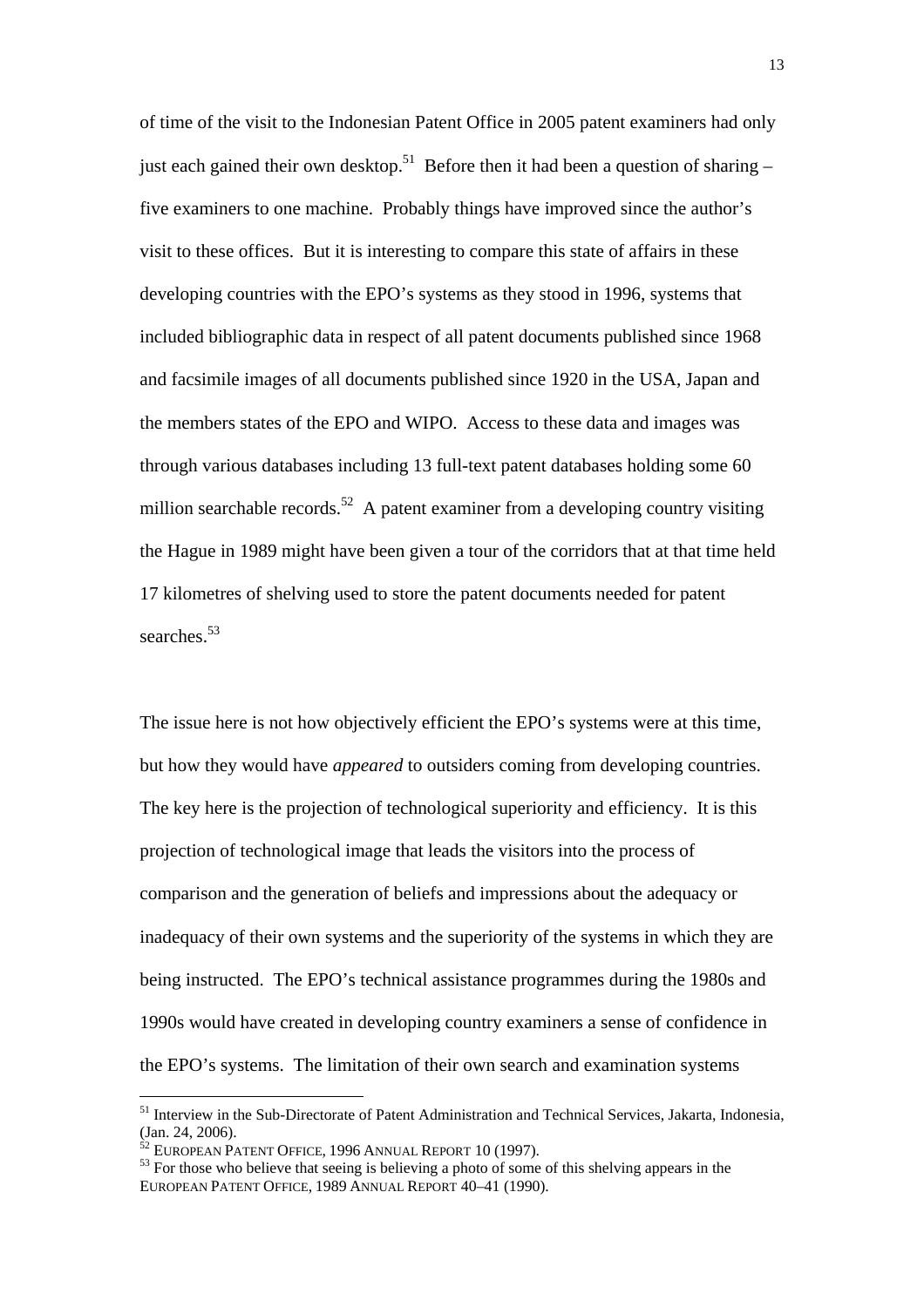of time of the visit to the Indonesian Patent Office in 2005 patent examiners had only just each gained their own desktop.[51] Before then it had been a question of sharing – five examiners to one machine. Probably things have improved since the author's visit to these offices. But it is interesting to compare this state of affairs in these developing countries with the EPO's systems as they stood in 1996, systems that included bibliographic data in respect of all patent documents published since 1968 and facsimile images of all documents published since 1920 in the USA, Japan and the members states of the EPO and WIPO. Access to these data and images was through various databases including 13 full-text patent databases holding some 60 million searchable records.[52] A patent examiner from a developing country visiting the Hague in 1989 might have been given a tour of the corridors that at that time held 17 kilometres of shelving used to store the patent documents needed for patent searches.[53]

The issue here is not how objectively efficient the EPO's systems were at this time, but how they would have *appeared* to outsiders coming from developing countries. The key here is the projection of technological superiority and efficiency. It is this projection of technological image that leads the visitors into the process of comparison and the generation of beliefs and impressions about the adequacy or inadequacy of their own systems and the superiority of the systems in which they are being instructed. The EPO's technical assistance programmes during the 1980s and 1990s would have created in developing country examiners a sense of confidence in the EPO's systems. The limitation of their own search and examination systems

---

[51] Interview in the Sub-Directorate of Patent Administration and Technical Services, Jakarta, Indonesia, (Jan. 24, 2006).

[52] EUROPEAN PATENT OFFICE, 1996 ANNUAL REPORT 10 (1997).

[53] For those who believe that seeing is believing a photo of some of this shelving appears in the EUROPEAN PATENT OFFICE, 1989 ANNUAL REPORT 40–41 (1990).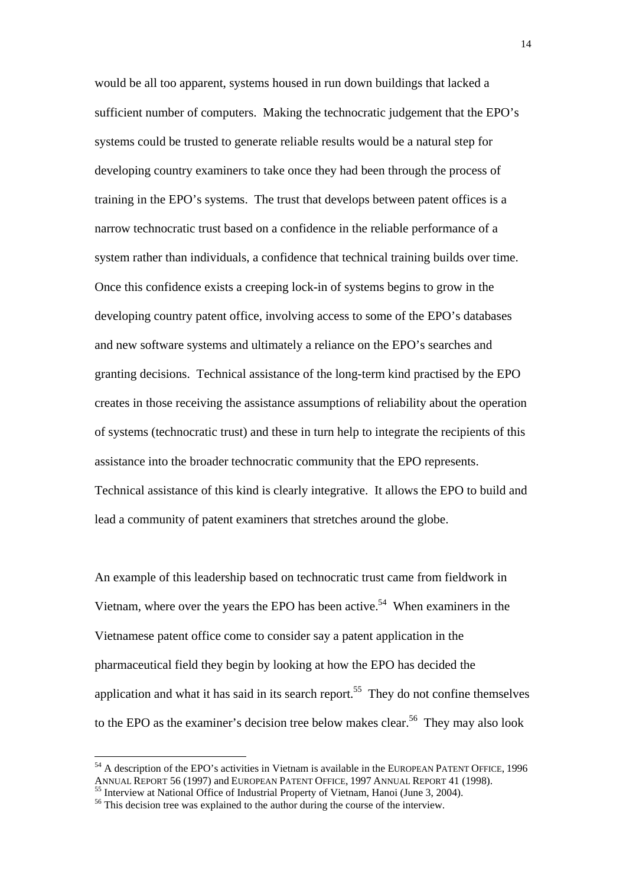would be all too apparent, systems housed in run down buildings that lacked a sufficient number of computers. Making the technocratic judgement that the EPO's systems could be trusted to generate reliable results would be a natural step for developing country examiners to take once they had been through the process of training in the EPO's systems. The trust that develops between patent offices is a narrow technocratic trust based on a confidence in the reliable performance of a system rather than individuals, a confidence that technical training builds over time. Once this confidence exists a creeping lock-in of systems begins to grow in the developing country patent office, involving access to some of the EPO's databases and new software systems and ultimately a reliance on the EPO's searches and granting decisions. Technical assistance of the long-term kind practised by the EPO creates in those receiving the assistance assumptions of reliability about the operation of systems (technocratic trust) and these in turn help to integrate the recipients of this assistance into the broader technocratic community that the EPO represents. Technical assistance of this kind is clearly integrative. It allows the EPO to build and lead a community of patent examiners that stretches around the globe.

An example of this leadership based on technocratic trust came from fieldwork in Vietnam, where over the years the EPO has been active.[54] When examiners in the Vietnamese patent office come to consider say a patent application in the pharmaceutical field they begin by looking at how the EPO has decided the application and what it has said in its search report.[55] They do not confine themselves to the EPO as the examiner's decision tree below makes clear.[56] They may also look

---

[54] A description of the EPO's activities in Vietnam is available in the EUROPEAN PATENT OFFICE, 1996 ANNUAL REPORT 56 (1997) and EUROPEAN PATENT OFFICE, 1997 ANNUAL REPORT 41 (1998).

[55] Interview at National Office of Industrial Property of Vietnam, Hanoi (June 3, 2004).

[56] This decision tree was explained to the author during the course of the interview.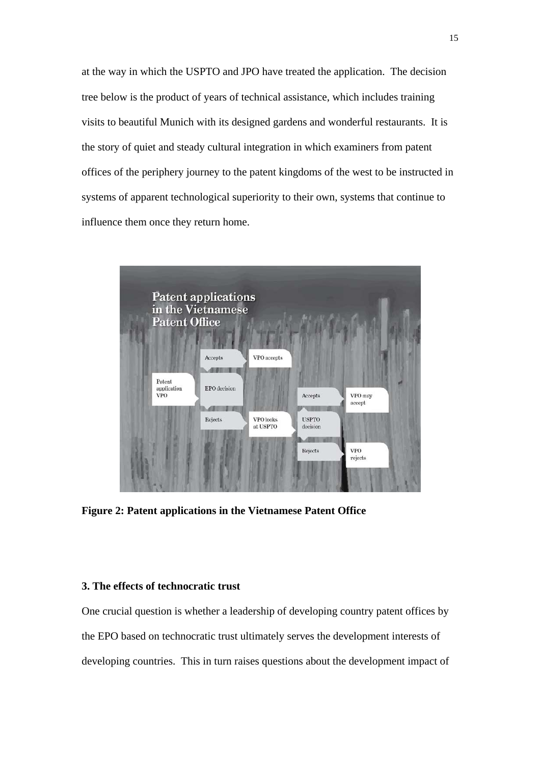at the way in which the USPTO and JPO have treated the application. The decision tree below is the product of years of technical assistance, which includes training visits to beautiful Munich with its designed gardens and wonderful restaurants. It is the story of quiet and steady cultural integration in which examiners from patent offices of the periphery journey to the patent kingdoms of the west to be instructed in systems of apparent technological superiority to their own, systems that continue to influence them once they return home.

**Figure 2: Patent applications in the Vietnamese Patent Office**

### 3. The effects of technocratic trust

One crucial question is whether a leadership of developing country patent offices by the EPO based on technocratic trust ultimately serves the development interests of developing countries. This in turn raises questions about the development impact of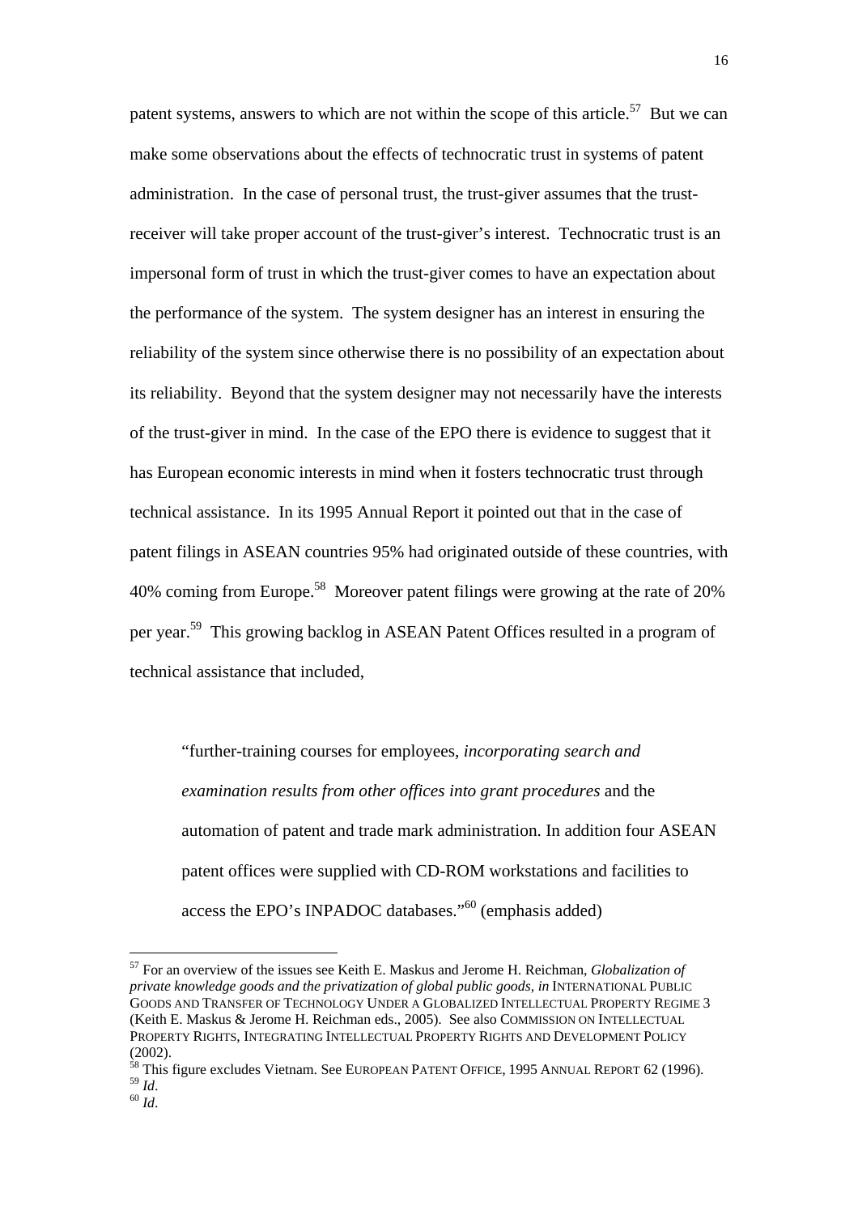patent systems, answers to which are not within the scope of this article.[57] But we can make some observations about the effects of technocratic trust in systems of patent administration. In the case of personal trust, the trust-giver assumes that the trust-receiver will take proper account of the trust-giver's interest. Technocratic trust is an impersonal form of trust in which the trust-giver comes to have an expectation about the performance of the system. The system designer has an interest in ensuring the reliability of the system since otherwise there is no possibility of an expectation about its reliability. Beyond that the system designer may not necessarily have the interests of the trust-giver in mind. In the case of the EPO there is evidence to suggest that it has European economic interests in mind when it fosters technocratic trust through technical assistance. In its 1995 Annual Report it pointed out that in the case of patent filings in ASEAN countries 95% had originated outside of these countries, with 40% coming from Europe.[58] Moreover patent filings were growing at the rate of 20% per year.[59] This growing backlog in ASEAN Patent Offices resulted in a program of technical assistance that included,

> "further-training courses for employees, *incorporating search and examination results from other offices into grant procedures* and the automation of patent and trade mark administration. In addition four ASEAN patent offices were supplied with CD-ROM workstations and facilities to access the EPO's INPADOC databases."[60] (emphasis added)

---

[57] For an overview of the issues see Keith E. Maskus and Jerome H. Reichman, *Globalization of private knowledge goods and the privatization of global public goods*, *in* INTERNATIONAL PUBLIC GOODS AND TRANSFER OF TECHNOLOGY UNDER A GLOBALIZED INTELLECTUAL PROPERTY REGIME 3 (Keith E. Maskus & Jerome H. Reichman eds., 2005). See also COMMISSION ON INTELLECTUAL PROPERTY RIGHTS, INTEGRATING INTELLECTUAL PROPERTY RIGHTS AND DEVELOPMENT POLICY (2002).

[58] This figure excludes Vietnam. See EUROPEAN PATENT OFFICE, 1995 ANNUAL REPORT 62 (1996).

[59] *Id*.

[60] *Id*.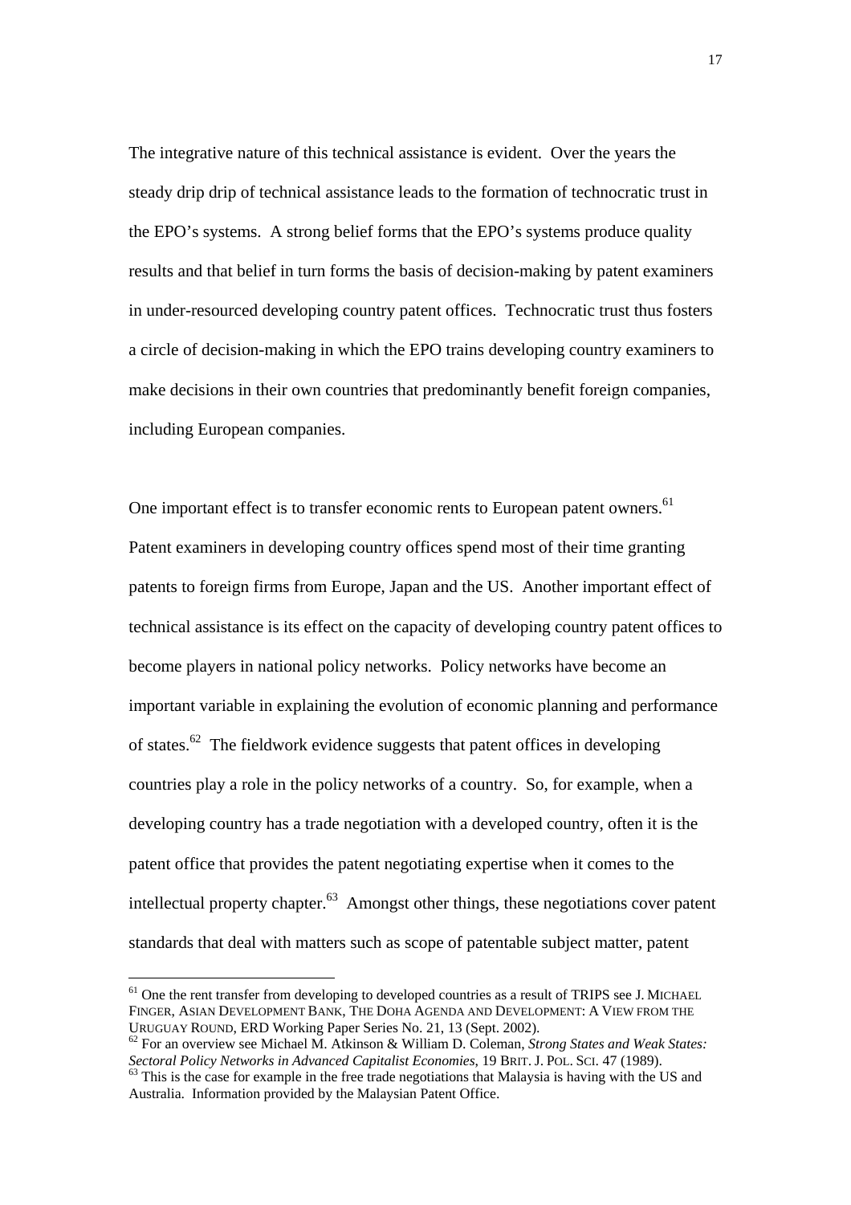The integrative nature of this technical assistance is evident. Over the years the steady drip drip of technical assistance leads to the formation of technocratic trust in the EPO's systems. A strong belief forms that the EPO's systems produce quality results and that belief in turn forms the basis of decision-making by patent examiners in under-resourced developing country patent offices. Technocratic trust thus fosters a circle of decision-making in which the EPO trains developing country examiners to make decisions in their own countries that predominantly benefit foreign companies, including European companies.

One important effect is to transfer economic rents to European patent owners.[61] Patent examiners in developing country offices spend most of their time granting patents to foreign firms from Europe, Japan and the US. Another important effect of technical assistance is its effect on the capacity of developing country patent offices to become players in national policy networks. Policy networks have become an important variable in explaining the evolution of economic planning and performance of states.[62] The fieldwork evidence suggests that patent offices in developing countries play a role in the policy networks of a country. So, for example, when a developing country has a trade negotiation with a developed country, often it is the patent office that provides the patent negotiating expertise when it comes to the intellectual property chapter.[63] Amongst other things, these negotiations cover patent standards that deal with matters such as scope of patentable subject matter, patent

---

[61] One the rent transfer from developing to developed countries as a result of TRIPS see J. MICHAEL FINGER, ASIAN DEVELOPMENT BANK, THE DOHA AGENDA AND DEVELOPMENT: A VIEW FROM THE URUGUAY ROUND, ERD Working Paper Series No. 21, 13 (Sept. 2002).

[62] For an overview see Michael M. Atkinson & William D. Coleman, *Strong States and Weak States: Sectoral Policy Networks in Advanced Capitalist Economies*, 19 BRIT. J. POL. SCI. 47 (1989).

[63] This is the case for example in the free trade negotiations that Malaysia is having with the US and Australia. Information provided by the Malaysian Patent Office.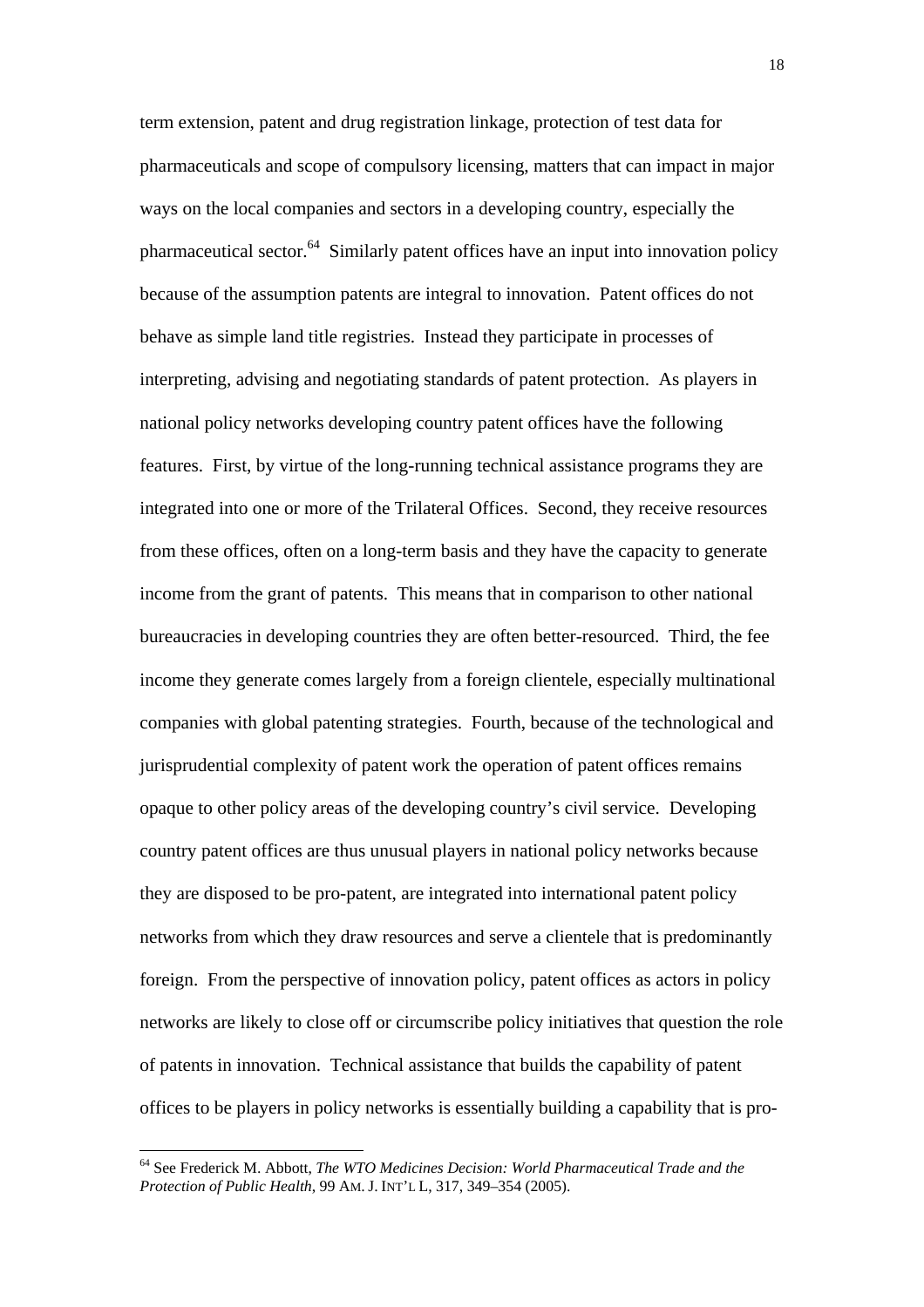term extension, patent and drug registration linkage, protection of test data for pharmaceuticals and scope of compulsory licensing, matters that can impact in major ways on the local companies and sectors in a developing country, especially the pharmaceutical sector.[64] Similarly patent offices have an input into innovation policy because of the assumption patents are integral to innovation. Patent offices do not behave as simple land title registries. Instead they participate in processes of interpreting, advising and negotiating standards of patent protection. As players in national policy networks developing country patent offices have the following features. First, by virtue of the long-running technical assistance programs they are integrated into one or more of the Trilateral Offices. Second, they receive resources from these offices, often on a long-term basis and they have the capacity to generate income from the grant of patents. This means that in comparison to other national bureaucracies in developing countries they are often better-resourced. Third, the fee income they generate comes largely from a foreign clientele, especially multinational companies with global patenting strategies. Fourth, because of the technological and jurisprudential complexity of patent work the operation of patent offices remains opaque to other policy areas of the developing country's civil service. Developing country patent offices are thus unusual players in national policy networks because they are disposed to be pro-patent, are integrated into international patent policy networks from which they draw resources and serve a clientele that is predominantly foreign. From the perspective of innovation policy, patent offices as actors in policy networks are likely to close off or circumscribe policy initiatives that question the role of patents in innovation. Technical assistance that builds the capability of patent offices to be players in policy networks is essentially building a capability that is pro-

[64] See Frederick M. Abbott, *The WTO Medicines Decision: World Pharmaceutical Trade and the Protection of Public Health*, 99 AM. J. INT'L L, 317, 349–354 (2005).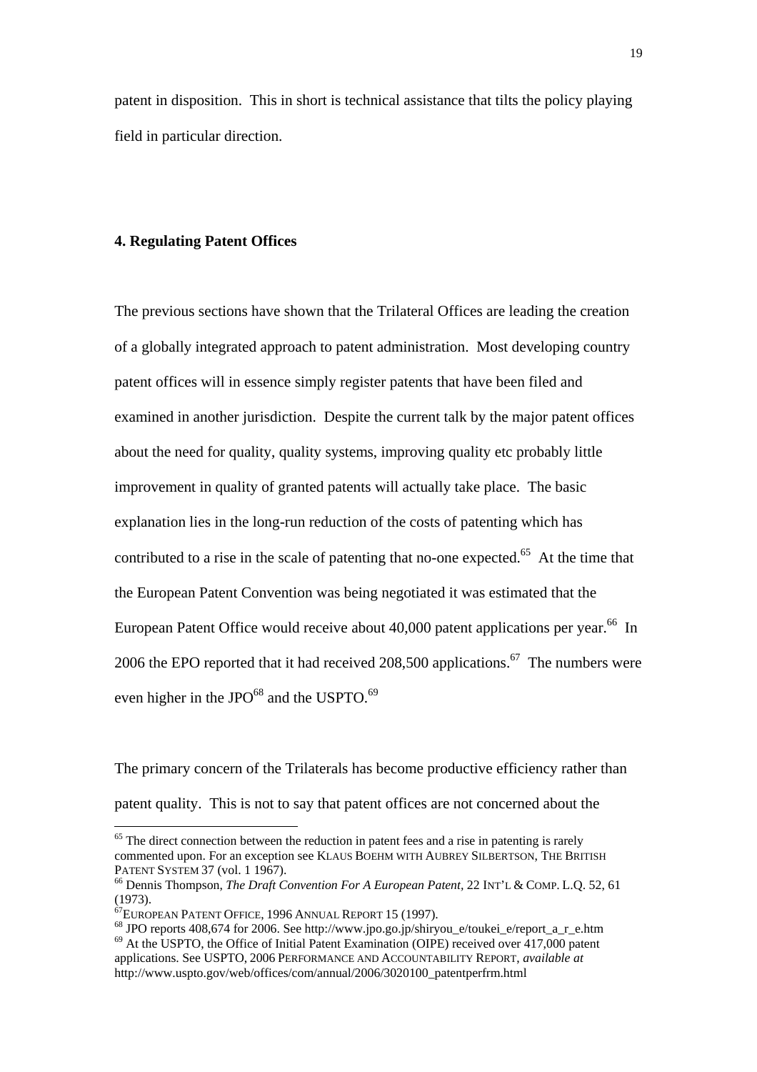patent in disposition. This in short is technical assistance that tilts the policy playing field in particular direction.

**4. Regulating Patent Offices**

The previous sections have shown that the Trilateral Offices are leading the creation of a globally integrated approach to patent administration. Most developing country patent offices will in essence simply register patents that have been filed and examined in another jurisdiction. Despite the current talk by the major patent offices about the need for quality, quality systems, improving quality etc probably little improvement in quality of granted patents will actually take place. The basic explanation lies in the long-run reduction of the costs of patenting which has contributed to a rise in the scale of patenting that no-one expected.[65] At the time that the European Patent Convention was being negotiated it was estimated that the European Patent Office would receive about 40,000 patent applications per year.[66] In 2006 the EPO reported that it had received 208,500 applications.[67] The numbers were even higher in the JPO[68] and the USPTO.[69]

The primary concern of the Trilaterals has become productive efficiency rather than patent quality. This is not to say that patent offices are not concerned about the

---

[65] The direct connection between the reduction in patent fees and a rise in patenting is rarely commented upon. For an exception see KLAUS BOEHM WITH AUBREY SILBERTSON, THE BRITISH PATENT SYSTEM 37 (vol. 1 1967).

[66] Dennis Thompson, *The Draft Convention For A European Patent,* 22 INT'L & COMP. L.Q. 52, 61 (1973).

[67] EUROPEAN PATENT OFFICE, 1996 ANNUAL REPORT 15 (1997).

[68] JPO reports 408,674 for 2006. See http://www.jpo.go.jp/shiryou_e/toukei_e/report_a_r_e.htm

[69] At the USPTO, the Office of Initial Patent Examination (OIPE) received over 417,000 patent applications. See USPTO, 2006 PERFORMANCE AND ACCOUNTABILITY REPORT, *available at* http://www.uspto.gov/web/offices/com/annual/2006/3020100_patentperfrm.html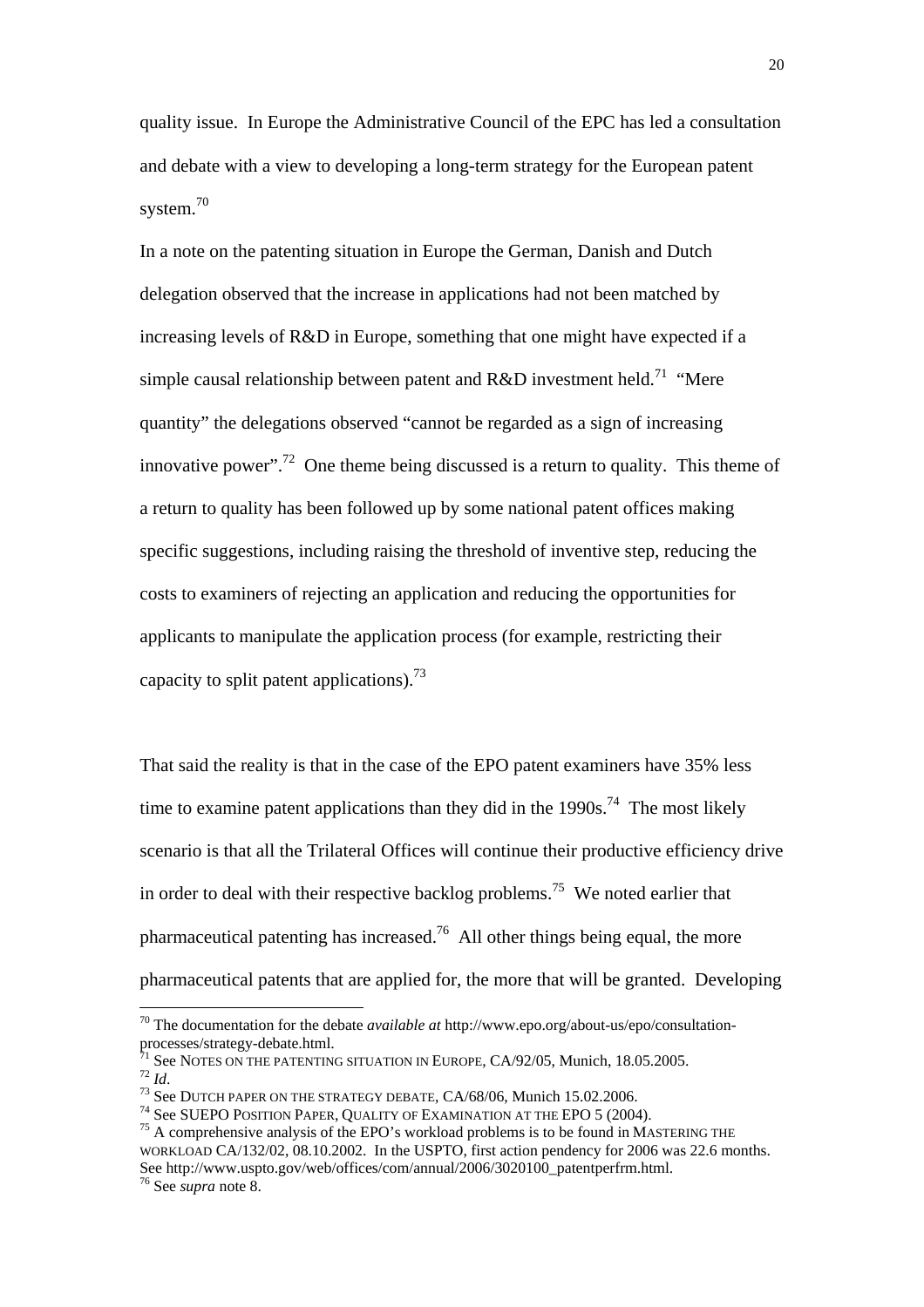quality issue. In Europe the Administrative Council of the EPC has led a consultation and debate with a view to developing a long-term strategy for the European patent system.[70]

In a note on the patenting situation in Europe the German, Danish and Dutch delegation observed that the increase in applications had not been matched by increasing levels of R&D in Europe, something that one might have expected if a simple causal relationship between patent and R&D investment held.[71] "Mere quantity" the delegations observed "cannot be regarded as a sign of increasing innovative power".[72] One theme being discussed is a return to quality. This theme of a return to quality has been followed up by some national patent offices making specific suggestions, including raising the threshold of inventive step, reducing the costs to examiners of rejecting an application and reducing the opportunities for applicants to manipulate the application process (for example, restricting their capacity to split patent applications).[73]

That said the reality is that in the case of the EPO patent examiners have 35% less time to examine patent applications than they did in the 1990s.[74] The most likely scenario is that all the Trilateral Offices will continue their productive efficiency drive in order to deal with their respective backlog problems.[75] We noted earlier that pharmaceutical patenting has increased.[76] All other things being equal, the more pharmaceutical patents that are applied for, the more that will be granted. Developing

---

[70] The documentation for the debate *available at* http://www.epo.org/about-us/epo/consultation-processes/strategy-debate.html.

[71] See NOTES ON THE PATENTING SITUATION IN EUROPE, CA/92/05, Munich, 18.05.2005.

[72] *Id*.

[73] See DUTCH PAPER ON THE STRATEGY DEBATE, CA/68/06, Munich 15.02.2006.

[74] See SUEPO POSITION PAPER, QUALITY OF EXAMINATION AT THE EPO 5 (2004).

[75] A comprehensive analysis of the EPO's workload problems is to be found in MASTERING THE WORKLOAD CA/132/02, 08.10.2002. In the USPTO, first action pendency for 2006 was 22.6 months. See http://www.uspto.gov/web/offices/com/annual/2006/3020100_patentperfrm.html.

[76] See *supra* note 8.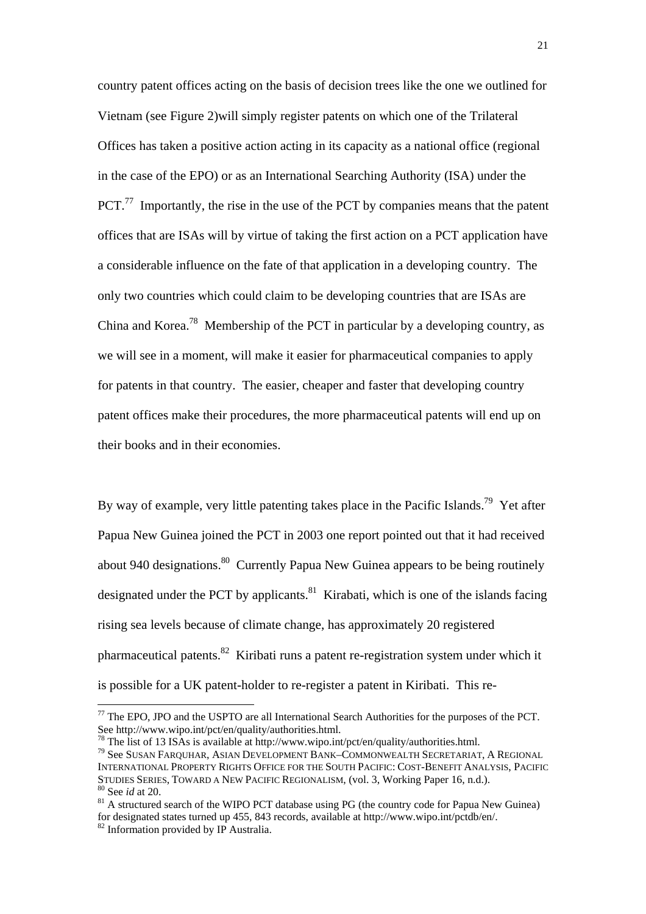country patent offices acting on the basis of decision trees like the one we outlined for Vietnam (see Figure 2)will simply register patents on which one of the Trilateral Offices has taken a positive action acting in its capacity as a national office (regional in the case of the EPO) or as an International Searching Authority (ISA) under the PCT.[77] Importantly, the rise in the use of the PCT by companies means that the patent offices that are ISAs will by virtue of taking the first action on a PCT application have a considerable influence on the fate of that application in a developing country. The only two countries which could claim to be developing countries that are ISAs are China and Korea.[78] Membership of the PCT in particular by a developing country, as we will see in a moment, will make it easier for pharmaceutical companies to apply for patents in that country. The easier, cheaper and faster that developing country patent offices make their procedures, the more pharmaceutical patents will end up on their books and in their economies.

By way of example, very little patenting takes place in the Pacific Islands.[79] Yet after Papua New Guinea joined the PCT in 2003 one report pointed out that it had received about 940 designations.[80] Currently Papua New Guinea appears to be being routinely designated under the PCT by applicants.[81] Kirabati, which is one of the islands facing rising sea levels because of climate change, has approximately 20 registered pharmaceutical patents.[82] Kiribati runs a patent re-registration system under which it is possible for a UK patent-holder to re-register a patent in Kiribati. This re-

---

[77] The EPO, JPO and the USPTO are all International Search Authorities for the purposes of the PCT. See http://www.wipo.int/pct/en/quality/authorities.html.

[78] The list of 13 ISAs is available at http://www.wipo.int/pct/en/quality/authorities.html.

[79] See SUSAN FARQUHAR, ASIAN DEVELOPMENT BANK–COMMONWEALTH SECRETARIAT, A REGIONAL INTERNATIONAL PROPERTY RIGHTS OFFICE FOR THE SOUTH PACIFIC: COST-BENEFIT ANALYSIS, PACIFIC STUDIES SERIES, TOWARD A NEW PACIFIC REGIONALISM, (vol. 3, Working Paper 16, n.d.).

[80] See *id* at 20.

[81] A structured search of the WIPO PCT database using PG (the country code for Papua New Guinea) for designated states turned up 455, 843 records, available at http://www.wipo.int/pctdb/en/.

[82] Information provided by IP Australia.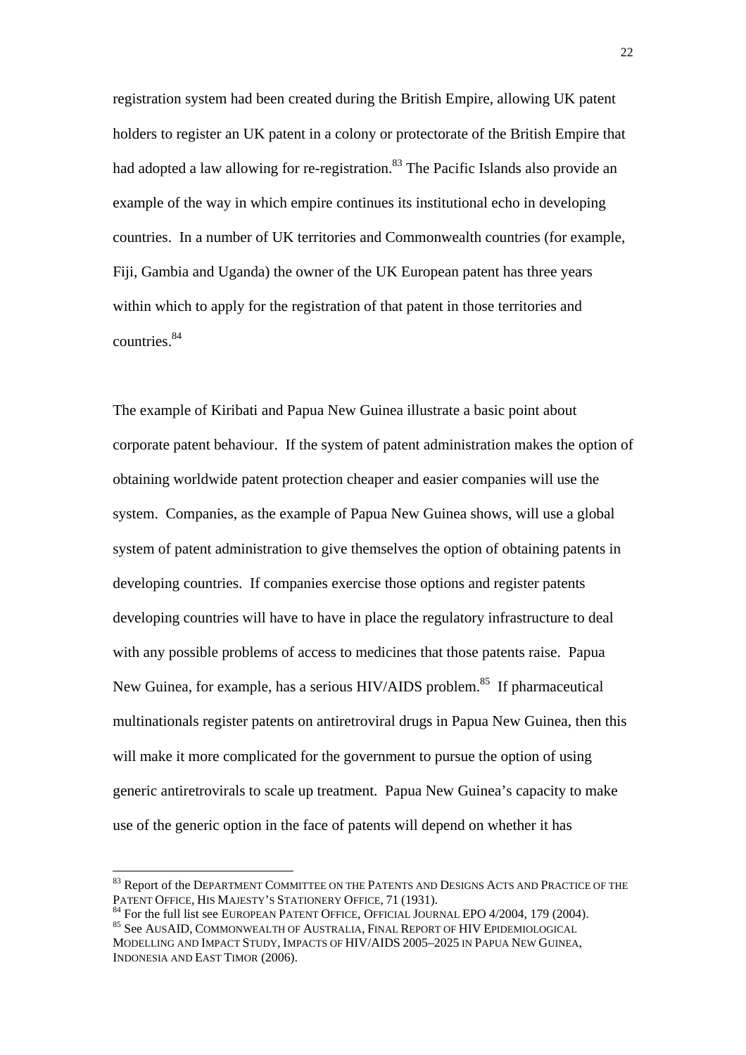registration system had been created during the British Empire, allowing UK patent holders to register an UK patent in a colony or protectorate of the British Empire that had adopted a law allowing for re-registration.[83] The Pacific Islands also provide an example of the way in which empire continues its institutional echo in developing countries. In a number of UK territories and Commonwealth countries (for example, Fiji, Gambia and Uganda) the owner of the UK European patent has three years within which to apply for the registration of that patent in those territories and countries.[84]

The example of Kiribati and Papua New Guinea illustrate a basic point about corporate patent behaviour. If the system of patent administration makes the option of obtaining worldwide patent protection cheaper and easier companies will use the system. Companies, as the example of Papua New Guinea shows, will use a global system of patent administration to give themselves the option of obtaining patents in developing countries. If companies exercise those options and register patents developing countries will have to have in place the regulatory infrastructure to deal with any possible problems of access to medicines that those patents raise. Papua New Guinea, for example, has a serious HIV/AIDS problem.[85] If pharmaceutical multinationals register patents on antiretroviral drugs in Papua New Guinea, then this will make it more complicated for the government to pursue the option of using generic antiretrovirals to scale up treatment. Papua New Guinea's capacity to make use of the generic option in the face of patents will depend on whether it has

---

[83] Report of the DEPARTMENT COMMITTEE ON THE PATENTS AND DESIGNS ACTS AND PRACTICE OF THE PATENT OFFICE, HIS MAJESTY'S STATIONERY OFFICE, 71 (1931).

[84] For the full list see EUROPEAN PATENT OFFICE, OFFICIAL JOURNAL EPO 4/2004, 179 (2004).

[85] See AUSAID, COMMONWEALTH OF AUSTRALIA, FINAL REPORT OF HIV EPIDEMIOLOGICAL MODELLING AND IMPACT STUDY, IMPACTS OF HIV/AIDS 2005–2025 IN PAPUA NEW GUINEA, INDONESIA AND EAST TIMOR (2006).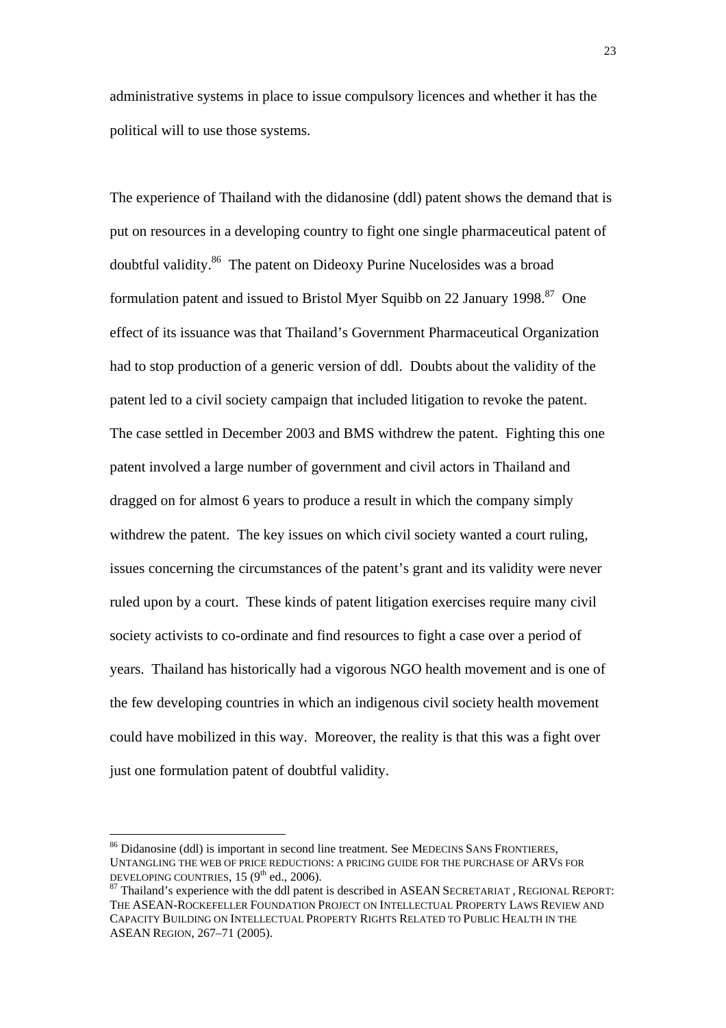administrative systems in place to issue compulsory licences and whether it has the political will to use those systems.

The experience of Thailand with the didanosine (ddl) patent shows the demand that is put on resources in a developing country to fight one single pharmaceutical patent of doubtful validity.[86] The patent on Dideoxy Purine Nucelosides was a broad formulation patent and issued to Bristol Myer Squibb on 22 January 1998.[87] One effect of its issuance was that Thailand's Government Pharmaceutical Organization had to stop production of a generic version of ddl. Doubts about the validity of the patent led to a civil society campaign that included litigation to revoke the patent. The case settled in December 2003 and BMS withdrew the patent. Fighting this one patent involved a large number of government and civil actors in Thailand and dragged on for almost 6 years to produce a result in which the company simply withdrew the patent. The key issues on which civil society wanted a court ruling, issues concerning the circumstances of the patent's grant and its validity were never ruled upon by a court. These kinds of patent litigation exercises require many civil society activists to co-ordinate and find resources to fight a case over a period of years. Thailand has historically had a vigorous NGO health movement and is one of the few developing countries in which an indigenous civil society health movement could have mobilized in this way. Moreover, the reality is that this was a fight over just one formulation patent of doubtful validity.

---

[86] Didanosine (ddl) is important in second line treatment. See MEDECINS SANS FRONTIERES, UNTANGLING THE WEB OF PRICE REDUCTIONS: A PRICING GUIDE FOR THE PURCHASE OF ARVS FOR DEVELOPING COUNTRIES, 15 (9th ed., 2006).

[87] Thailand's experience with the ddl patent is described in ASEAN SECRETARIAT , REGIONAL REPORT: THE ASEAN-ROCKEFELLER FOUNDATION PROJECT ON INTELLECTUAL PROPERTY LAWS REVIEW AND CAPACITY BUILDING ON INTELLECTUAL PROPERTY RIGHTS RELATED TO PUBLIC HEALTH IN THE ASEAN REGION, 267–71 (2005).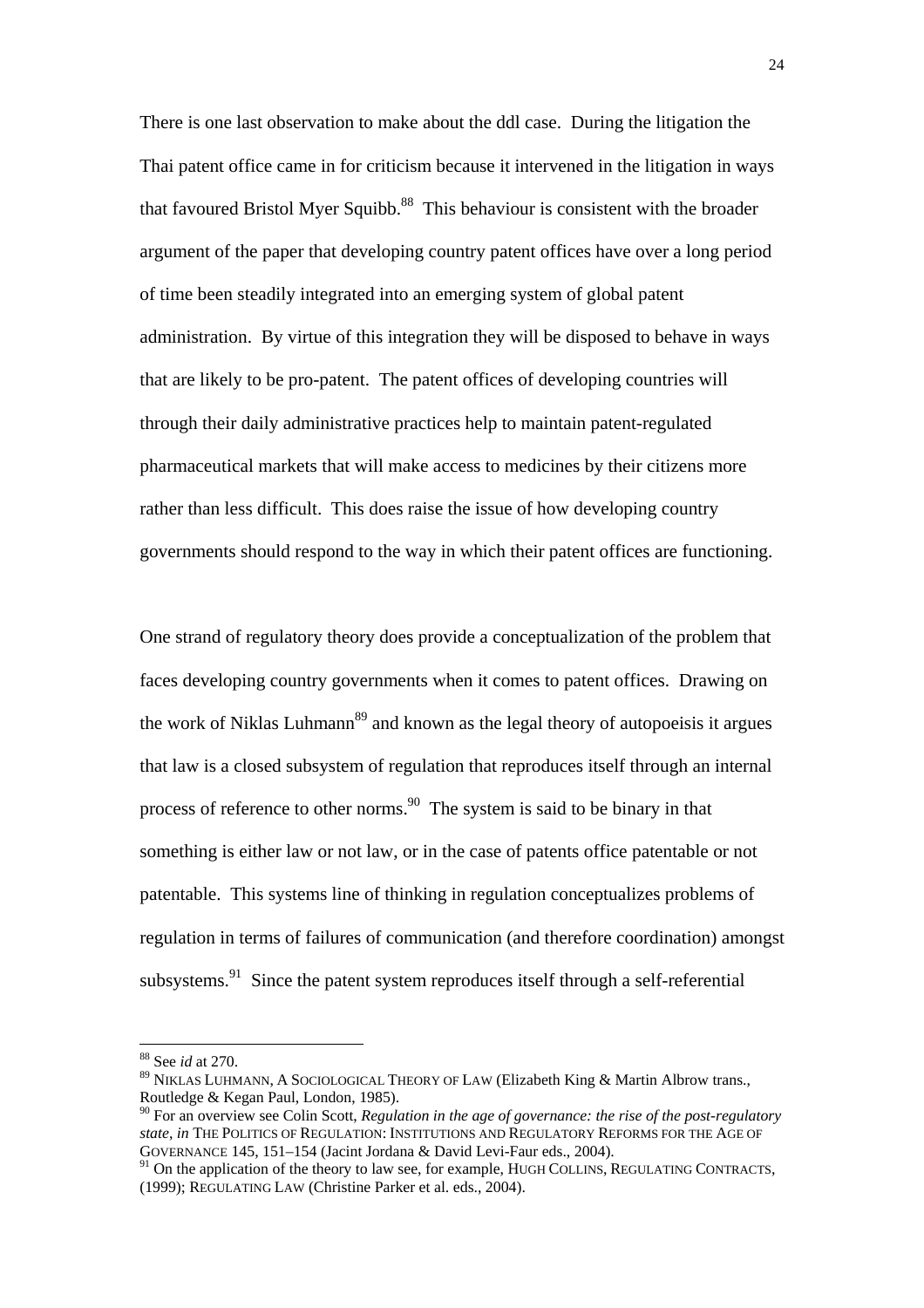There is one last observation to make about the ddl case. During the litigation the Thai patent office came in for criticism because it intervened in the litigation in ways that favoured Bristol Myer Squibb.[88] This behaviour is consistent with the broader argument of the paper that developing country patent offices have over a long period of time been steadily integrated into an emerging system of global patent administration. By virtue of this integration they will be disposed to behave in ways that are likely to be pro-patent. The patent offices of developing countries will through their daily administrative practices help to maintain patent-regulated pharmaceutical markets that will make access to medicines by their citizens more rather than less difficult. This does raise the issue of how developing country governments should respond to the way in which their patent offices are functioning.

One strand of regulatory theory does provide a conceptualization of the problem that faces developing country governments when it comes to patent offices. Drawing on the work of Niklas Luhmann[89] and known as the legal theory of autopoeisis it argues that law is a closed subsystem of regulation that reproduces itself through an internal process of reference to other norms.[90] The system is said to be binary in that something is either law or not law, or in the case of patents office patentable or not patentable. This systems line of thinking in regulation conceptualizes problems of regulation in terms of failures of communication (and therefore coordination) amongst subsystems.[91] Since the patent system reproduces itself through a self-referential

---

[88] See *id* at 270.

[89] NIKLAS LUHMANN, A SOCIOLOGICAL THEORY OF LAW (Elizabeth King & Martin Albrow trans., Routledge & Kegan Paul, London, 1985).

[90] For an overview see Colin Scott, *Regulation in the age of governance: the rise of the post-regulatory state*, *in* THE POLITICS OF REGULATION: INSTITUTIONS AND REGULATORY REFORMS FOR THE AGE OF GOVERNANCE 145, 151–154 (Jacint Jordana & David Levi-Faur eds., 2004).

[91] On the application of the theory to law see, for example, HUGH COLLINS, REGULATING CONTRACTS, (1999); REGULATING LAW (Christine Parker et al. eds., 2004).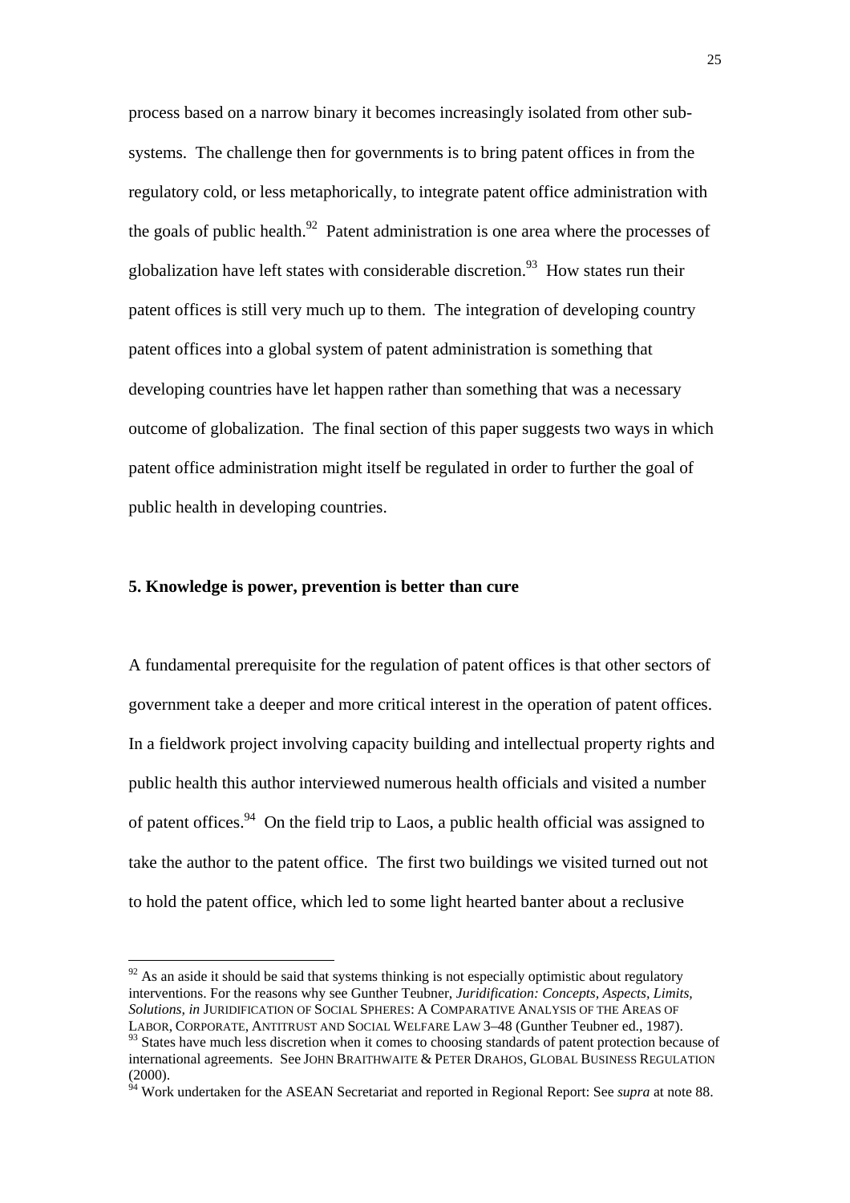process based on a narrow binary it becomes increasingly isolated from other sub-systems. The challenge then for governments is to bring patent offices in from the regulatory cold, or less metaphorically, to integrate patent office administration with the goals of public health.[92] Patent administration is one area where the processes of globalization have left states with considerable discretion.[93] How states run their patent offices is still very much up to them. The integration of developing country patent offices into a global system of patent administration is something that developing countries have let happen rather than something that was a necessary outcome of globalization. The final section of this paper suggests two ways in which patent office administration might itself be regulated in order to further the goal of public health in developing countries.

## 5. Knowledge is power, prevention is better than cure

A fundamental prerequisite for the regulation of patent offices is that other sectors of government take a deeper and more critical interest in the operation of patent offices. In a fieldwork project involving capacity building and intellectual property rights and public health this author interviewed numerous health officials and visited a number of patent offices.[94] On the field trip to Laos, a public health official was assigned to take the author to the patent office. The first two buildings we visited turned out not to hold the patent office, which led to some light hearted banter about a reclusive

---

[92] As an aside it should be said that systems thinking is not especially optimistic about regulatory interventions. For the reasons why see Gunther Teubner, *Juridification: Concepts, Aspects, Limits, Solutions, in* JURIDIFICATION OF SOCIAL SPHERES: A COMPARATIVE ANALYSIS OF THE AREAS OF LABOR, CORPORATE, ANTITRUST AND SOCIAL WELFARE LAW 3–48 (Gunther Teubner ed., 1987).

[93] States have much less discretion when it comes to choosing standards of patent protection because of international agreements. See JOHN BRAITHWAITE & PETER DRAHOS, GLOBAL BUSINESS REGULATION (2000).

[94] Work undertaken for the ASEAN Secretariat and reported in Regional Report: See *supra* at note 88.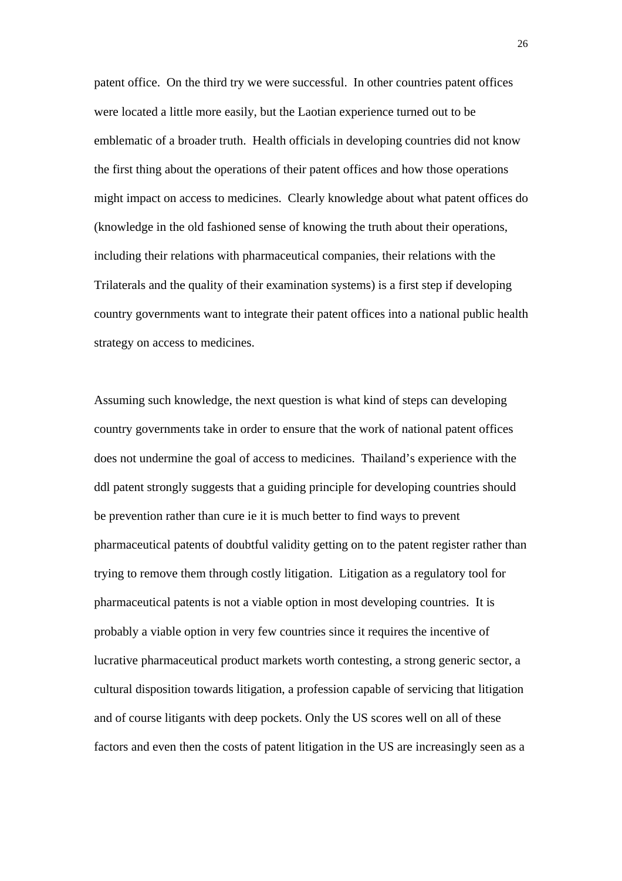patent office. On the third try we were successful. In other countries patent offices were located a little more easily, but the Laotian experience turned out to be emblematic of a broader truth. Health officials in developing countries did not know the first thing about the operations of their patent offices and how those operations might impact on access to medicines. Clearly knowledge about what patent offices do (knowledge in the old fashioned sense of knowing the truth about their operations, including their relations with pharmaceutical companies, their relations with the Trilaterals and the quality of their examination systems) is a first step if developing country governments want to integrate their patent offices into a national public health strategy on access to medicines.

Assuming such knowledge, the next question is what kind of steps can developing country governments take in order to ensure that the work of national patent offices does not undermine the goal of access to medicines. Thailand's experience with the ddl patent strongly suggests that a guiding principle for developing countries should be prevention rather than cure ie it is much better to find ways to prevent pharmaceutical patents of doubtful validity getting on to the patent register rather than trying to remove them through costly litigation. Litigation as a regulatory tool for pharmaceutical patents is not a viable option in most developing countries. It is probably a viable option in very few countries since it requires the incentive of lucrative pharmaceutical product markets worth contesting, a strong generic sector, a cultural disposition towards litigation, a profession capable of servicing that litigation and of course litigants with deep pockets. Only the US scores well on all of these factors and even then the costs of patent litigation in the US are increasingly seen as a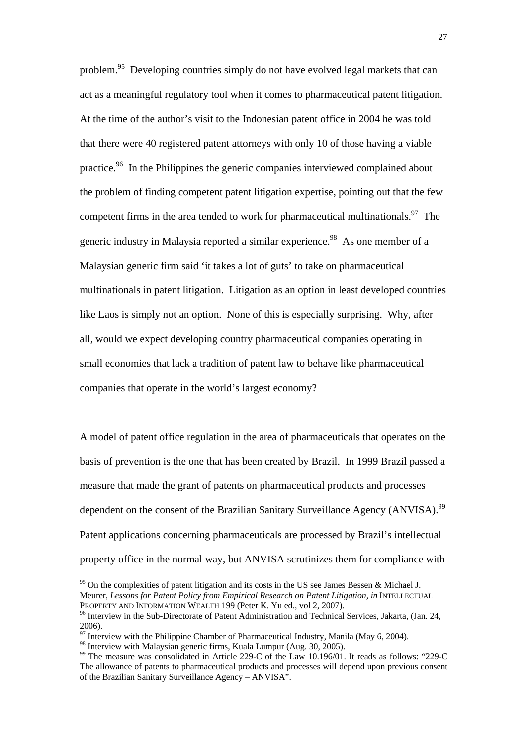problem.[95] Developing countries simply do not have evolved legal markets that can act as a meaningful regulatory tool when it comes to pharmaceutical patent litigation. At the time of the author's visit to the Indonesian patent office in 2004 he was told that there were 40 registered patent attorneys with only 10 of those having a viable practice.[96] In the Philippines the generic companies interviewed complained about the problem of finding competent patent litigation expertise, pointing out that the few competent firms in the area tended to work for pharmaceutical multinationals.[97] The generic industry in Malaysia reported a similar experience.[98] As one member of a Malaysian generic firm said 'it takes a lot of guts' to take on pharmaceutical multinationals in patent litigation. Litigation as an option in least developed countries like Laos is simply not an option. None of this is especially surprising. Why, after all, would we expect developing country pharmaceutical companies operating in small economies that lack a tradition of patent law to behave like pharmaceutical companies that operate in the world's largest economy?

A model of patent office regulation in the area of pharmaceuticals that operates on the basis of prevention is the one that has been created by Brazil. In 1999 Brazil passed a measure that made the grant of patents on pharmaceutical products and processes dependent on the consent of the Brazilian Sanitary Surveillance Agency (ANVISA).[99] Patent applications concerning pharmaceuticals are processed by Brazil's intellectual property office in the normal way, but ANVISA scrutinizes them for compliance with

---

[95] On the complexities of patent litigation and its costs in the US see James Bessen & Michael J. Meurer, *Lessons for Patent Policy from Empirical Research on Patent Litigation*, *in* INTELLECTUAL PROPERTY AND INFORMATION WEALTH 199 (Peter K. Yu ed., vol 2, 2007).

[96] Interview in the Sub-Directorate of Patent Administration and Technical Services, Jakarta, (Jan. 24, 2006).

[97] Interview with the Philippine Chamber of Pharmaceutical Industry, Manila (May 6, 2004).

[98] Interview with Malaysian generic firms, Kuala Lumpur (Aug. 30, 2005).

[99] The measure was consolidated in Article 229-C of the Law 10.196/01. It reads as follows: "229-C The allowance of patents to pharmaceutical products and processes will depend upon previous consent of the Brazilian Sanitary Surveillance Agency – ANVISA".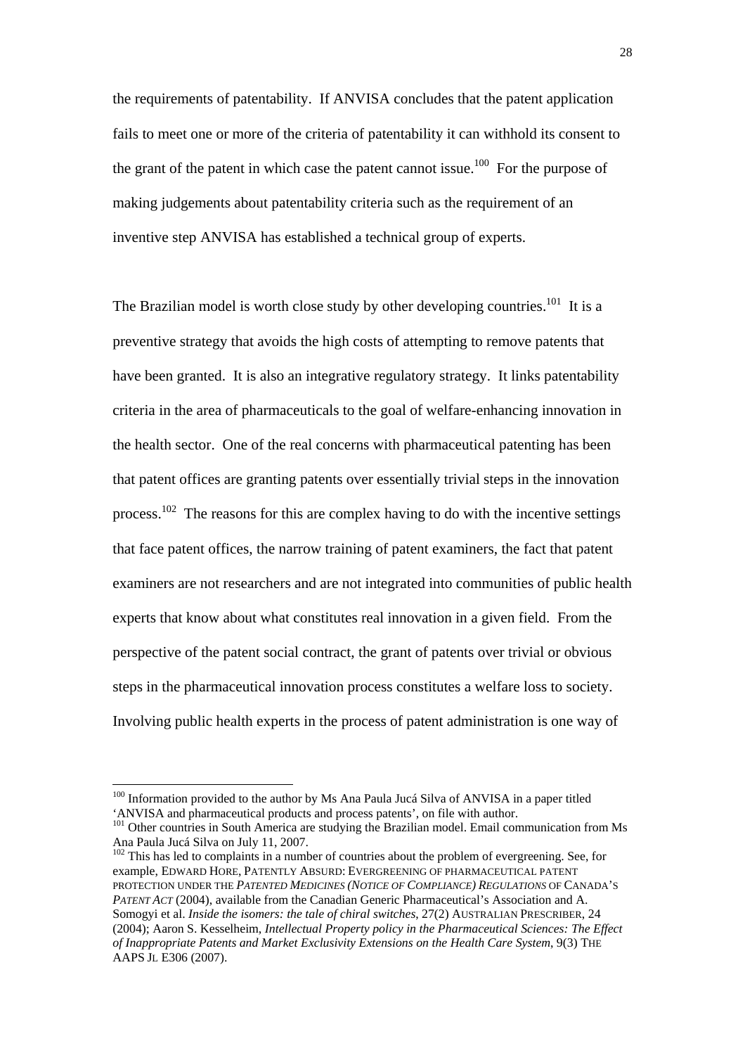the requirements of patentability. If ANVISA concludes that the patent application fails to meet one or more of the criteria of patentability it can withhold its consent to the grant of the patent in which case the patent cannot issue.[100] For the purpose of making judgements about patentability criteria such as the requirement of an inventive step ANVISA has established a technical group of experts.

The Brazilian model is worth close study by other developing countries.[101] It is a preventive strategy that avoids the high costs of attempting to remove patents that have been granted. It is also an integrative regulatory strategy. It links patentability criteria in the area of pharmaceuticals to the goal of welfare-enhancing innovation in the health sector. One of the real concerns with pharmaceutical patenting has been that patent offices are granting patents over essentially trivial steps in the innovation process.[102] The reasons for this are complex having to do with the incentive settings that face patent offices, the narrow training of patent examiners, the fact that patent examiners are not researchers and are not integrated into communities of public health experts that know about what constitutes real innovation in a given field. From the perspective of the patent social contract, the grant of patents over trivial or obvious steps in the pharmaceutical innovation process constitutes a welfare loss to society. Involving public health experts in the process of patent administration is one way of

---

[100] Information provided to the author by Ms Ana Paula Jucá Silva of ANVISA in a paper titled 'ANVISA and pharmaceutical products and process patents', on file with author.

[101] Other countries in South America are studying the Brazilian model. Email communication from Ms Ana Paula Jucá Silva on July 11, 2007.

[102] This has led to complaints in a number of countries about the problem of evergreening. See, for example, EDWARD HORE, PATENTLY ABSURD: EVERGREENING OF PHARMACEUTICAL PATENT PROTECTION UNDER THE *PATENTED MEDICINES (NOTICE OF COMPLIANCE) REGULATIONS* OF CANADA'S *PATENT ACT* (2004), available from the Canadian Generic Pharmaceutical's Association and A. Somogyi et al. *Inside the isomers: the tale of chiral switches*, 27(2) AUSTRALIAN PRESCRIBER, 24 (2004); Aaron S. Kesselheim, *Intellectual Property policy in the Pharmaceutical Sciences: The Effect of Inappropriate Patents and Market Exclusivity Extensions on the Health Care System*, 9(3) THE AAPS JL E306 (2007).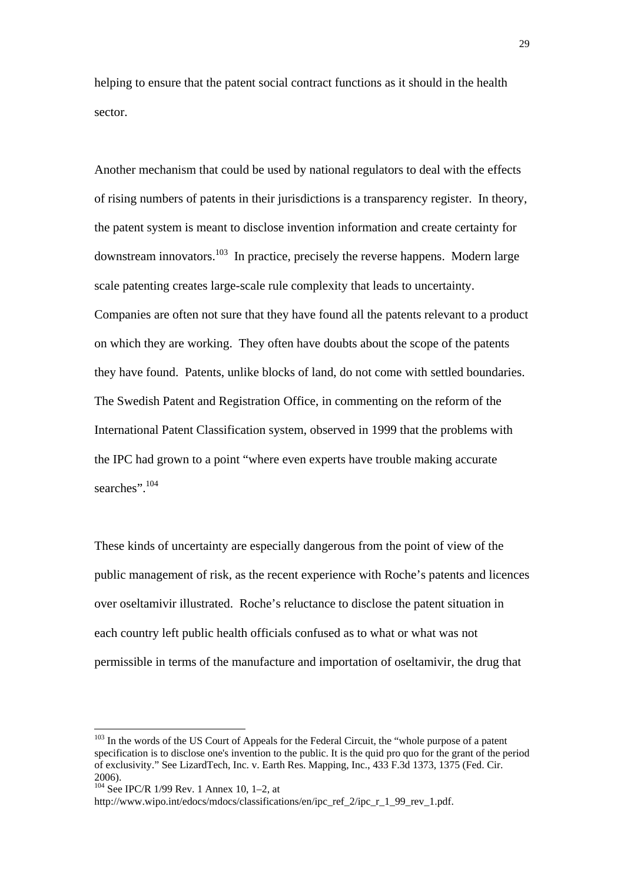helping to ensure that the patent social contract functions as it should in the health sector.

Another mechanism that could be used by national regulators to deal with the effects of rising numbers of patents in their jurisdictions is a transparency register. In theory, the patent system is meant to disclose invention information and create certainty for downstream innovators.[103] In practice, precisely the reverse happens. Modern large scale patenting creates large-scale rule complexity that leads to uncertainty. Companies are often not sure that they have found all the patents relevant to a product on which they are working. They often have doubts about the scope of the patents they have found. Patents, unlike blocks of land, do not come with settled boundaries. The Swedish Patent and Registration Office, in commenting on the reform of the International Patent Classification system, observed in 1999 that the problems with the IPC had grown to a point "where even experts have trouble making accurate searches".[104]

These kinds of uncertainty are especially dangerous from the point of view of the public management of risk, as the recent experience with Roche's patents and licences over oseltamivir illustrated. Roche's reluctance to disclose the patent situation in each country left public health officials confused as to what or what was not permissible in terms of the manufacture and importation of oseltamivir, the drug that

---

[103] In the words of the US Court of Appeals for the Federal Circuit, the "whole purpose of a patent specification is to disclose one's invention to the public. It is the quid pro quo for the grant of the period of exclusivity." See LizardTech, Inc. v. Earth Res. Mapping, Inc., 433 F.3d 1373, 1375 (Fed. Cir. 2006).

[104] See IPC/R 1/99 Rev. 1 Annex 10, 1–2, at http://www.wipo.int/edocs/mdocs/classifications/en/ipc_ref_2/ipc_r_1_99_rev_1.pdf.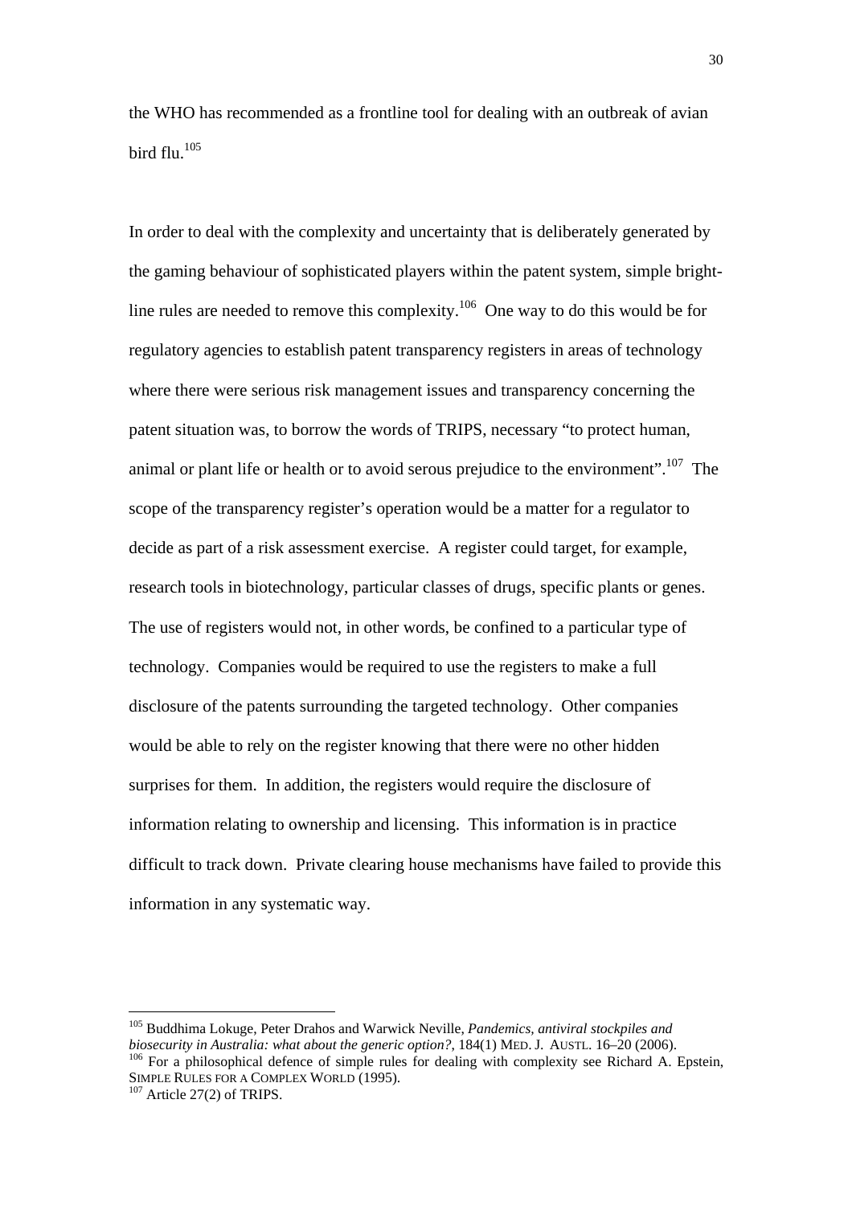the WHO has recommended as a frontline tool for dealing with an outbreak of avian bird flu.[105]

In order to deal with the complexity and uncertainty that is deliberately generated by the gaming behaviour of sophisticated players within the patent system, simple bright-line rules are needed to remove this complexity.[106] One way to do this would be for regulatory agencies to establish patent transparency registers in areas of technology where there were serious risk management issues and transparency concerning the patent situation was, to borrow the words of TRIPS, necessary "to protect human, animal or plant life or health or to avoid serous prejudice to the environment".[107] The scope of the transparency register's operation would be a matter for a regulator to decide as part of a risk assessment exercise. A register could target, for example, research tools in biotechnology, particular classes of drugs, specific plants or genes. The use of registers would not, in other words, be confined to a particular type of technology. Companies would be required to use the registers to make a full disclosure of the patents surrounding the targeted technology. Other companies would be able to rely on the register knowing that there were no other hidden surprises for them. In addition, the registers would require the disclosure of information relating to ownership and licensing. This information is in practice difficult to track down. Private clearing house mechanisms have failed to provide this information in any systematic way.

---

[105] Buddhima Lokuge, Peter Drahos and Warwick Neville, *Pandemics, antiviral stockpiles and biosecurity in Australia: what about the generic option?*, 184(1) MED. J. AUSTL. 16–20 (2006).

[106] For a philosophical defence of simple rules for dealing with complexity see Richard A. Epstein, SIMPLE RULES FOR A COMPLEX WORLD (1995).

[107] Article 27(2) of TRIPS.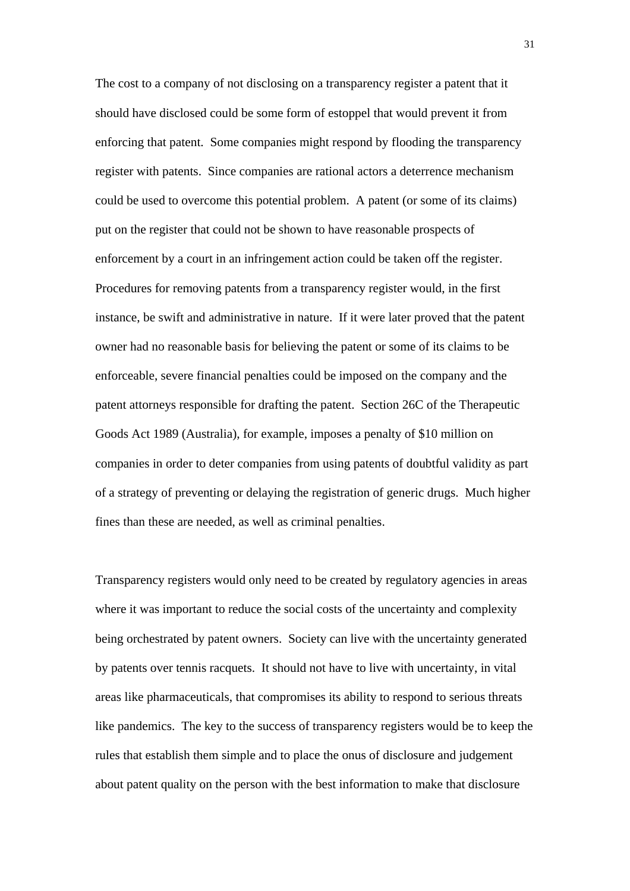The cost to a company of not disclosing on a transparency register a patent that it should have disclosed could be some form of estoppel that would prevent it from enforcing that patent. Some companies might respond by flooding the transparency register with patents. Since companies are rational actors a deterrence mechanism could be used to overcome this potential problem. A patent (or some of its claims) put on the register that could not be shown to have reasonable prospects of enforcement by a court in an infringement action could be taken off the register. Procedures for removing patents from a transparency register would, in the first instance, be swift and administrative in nature. If it were later proved that the patent owner had no reasonable basis for believing the patent or some of its claims to be enforceable, severe financial penalties could be imposed on the company and the patent attorneys responsible for drafting the patent. Section 26C of the Therapeutic Goods Act 1989 (Australia), for example, imposes a penalty of $10 million on companies in order to deter companies from using patents of doubtful validity as part of a strategy of preventing or delaying the registration of generic drugs. Much higher fines than these are needed, as well as criminal penalties.

Transparency registers would only need to be created by regulatory agencies in areas where it was important to reduce the social costs of the uncertainty and complexity being orchestrated by patent owners. Society can live with the uncertainty generated by patents over tennis racquets. It should not have to live with uncertainty, in vital areas like pharmaceuticals, that compromises its ability to respond to serious threats like pandemics. The key to the success of transparency registers would be to keep the rules that establish them simple and to place the onus of disclosure and judgement about patent quality on the person with the best information to make that disclosure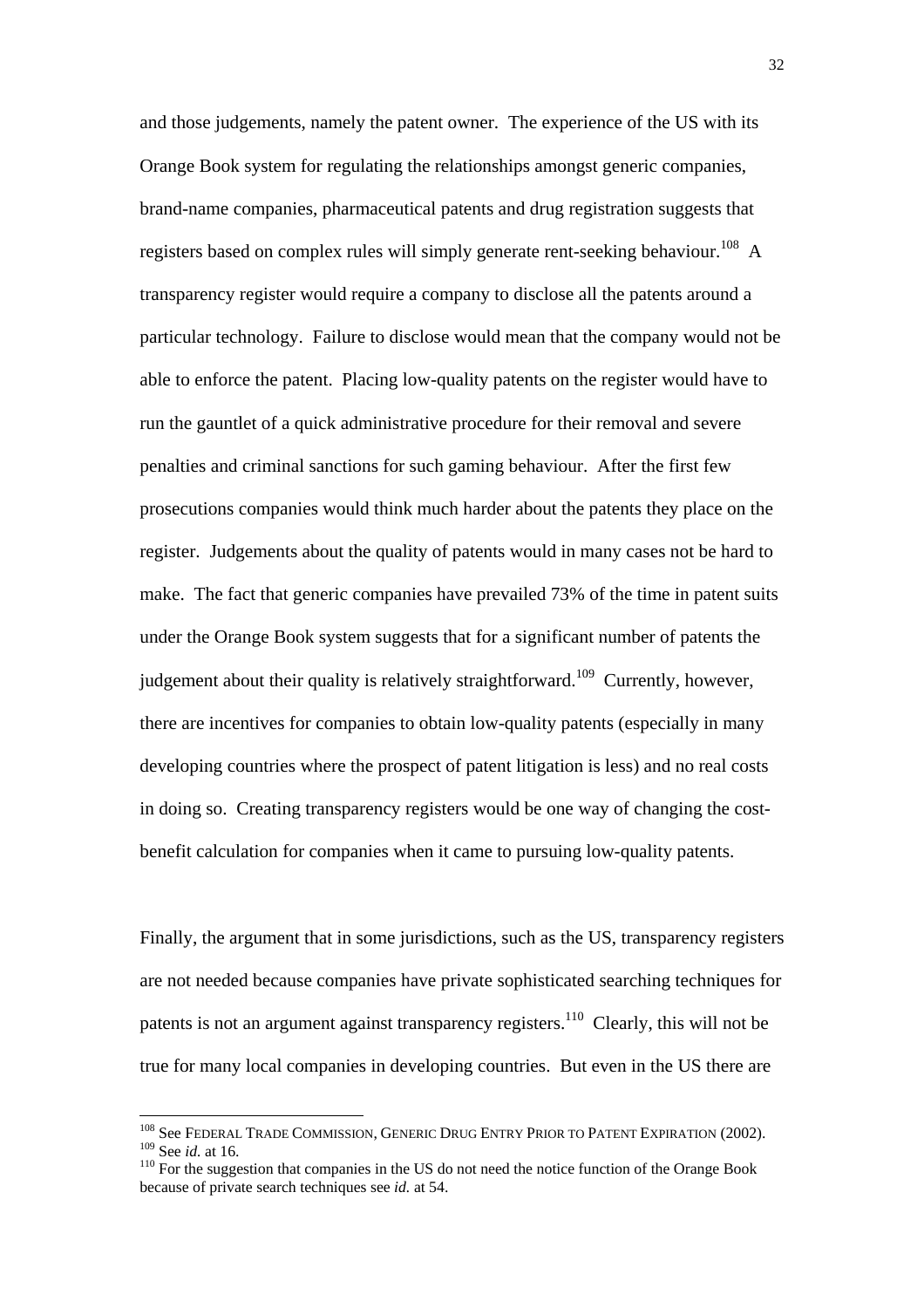and those judgements, namely the patent owner. The experience of the US with its Orange Book system for regulating the relationships amongst generic companies, brand-name companies, pharmaceutical patents and drug registration suggests that registers based on complex rules will simply generate rent-seeking behaviour.[108] A transparency register would require a company to disclose all the patents around a particular technology. Failure to disclose would mean that the company would not be able to enforce the patent. Placing low-quality patents on the register would have to run the gauntlet of a quick administrative procedure for their removal and severe penalties and criminal sanctions for such gaming behaviour. After the first few prosecutions companies would think much harder about the patents they place on the register. Judgements about the quality of patents would in many cases not be hard to make. The fact that generic companies have prevailed 73% of the time in patent suits under the Orange Book system suggests that for a significant number of patents the judgement about their quality is relatively straightforward.[109] Currently, however, there are incentives for companies to obtain low-quality patents (especially in many developing countries where the prospect of patent litigation is less) and no real costs in doing so. Creating transparency registers would be one way of changing the cost-benefit calculation for companies when it came to pursuing low-quality patents.

Finally, the argument that in some jurisdictions, such as the US, transparency registers are not needed because companies have private sophisticated searching techniques for patents is not an argument against transparency registers.[110] Clearly, this will not be true for many local companies in developing countries. But even in the US there are

---

[108] See FEDERAL TRADE COMMISSION, GENERIC DRUG ENTRY PRIOR TO PATENT EXPIRATION (2002).

[109] See *id.* at 16.

[110] For the suggestion that companies in the US do not need the notice function of the Orange Book because of private search techniques see *id.* at 54.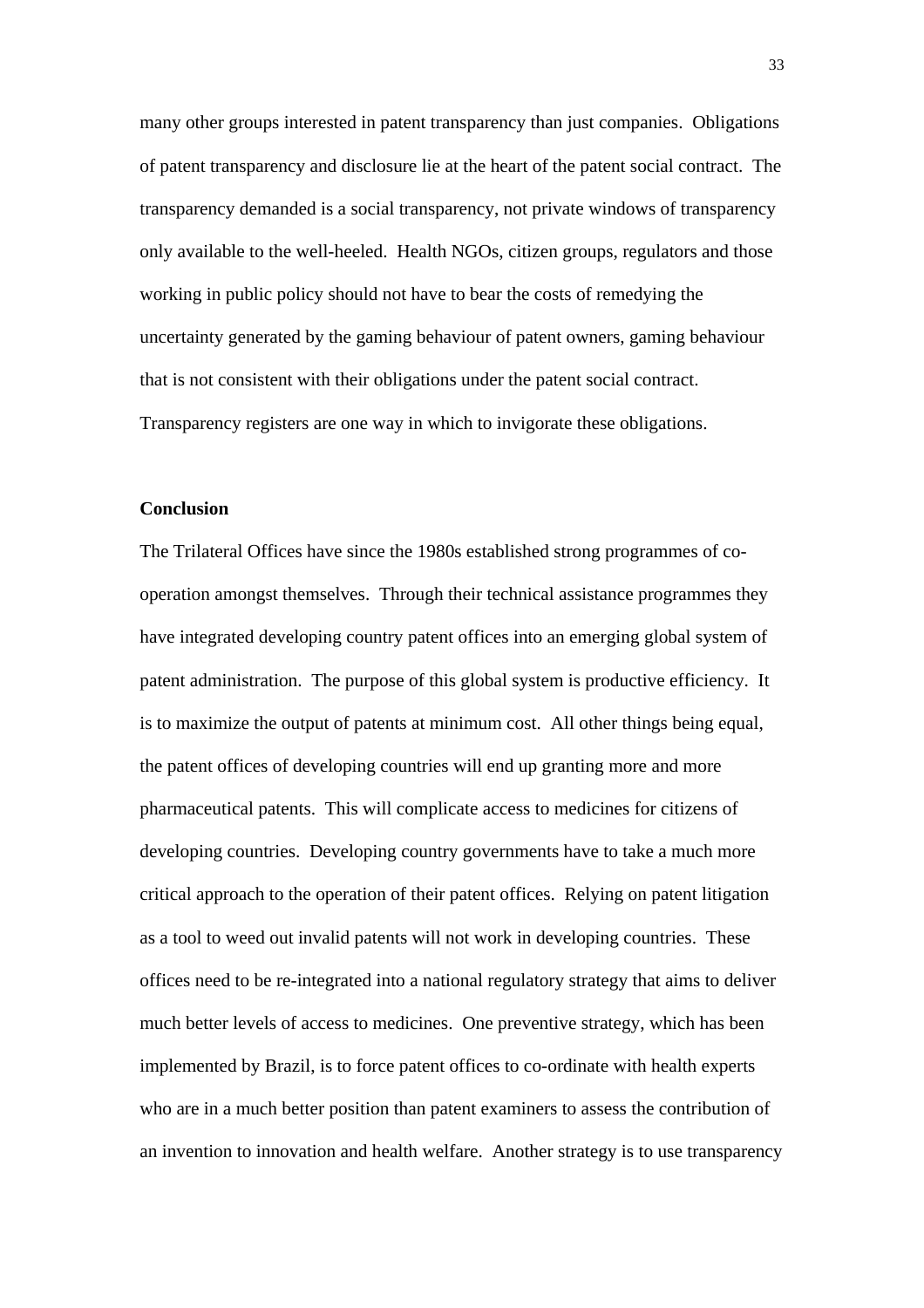many other groups interested in patent transparency than just companies. Obligations of patent transparency and disclosure lie at the heart of the patent social contract. The transparency demanded is a social transparency, not private windows of transparency only available to the well-heeled. Health NGOs, citizen groups, regulators and those working in public policy should not have to bear the costs of remedying the uncertainty generated by the gaming behaviour of patent owners, gaming behaviour that is not consistent with their obligations under the patent social contract. Transparency registers are one way in which to invigorate these obligations.

**Conclusion**

The Trilateral Offices have since the 1980s established strong programmes of co-operation amongst themselves. Through their technical assistance programmes they have integrated developing country patent offices into an emerging global system of patent administration. The purpose of this global system is productive efficiency. It is to maximize the output of patents at minimum cost. All other things being equal, the patent offices of developing countries will end up granting more and more pharmaceutical patents. This will complicate access to medicines for citizens of developing countries. Developing country governments have to take a much more critical approach to the operation of their patent offices. Relying on patent litigation as a tool to weed out invalid patents will not work in developing countries. These offices need to be re-integrated into a national regulatory strategy that aims to deliver much better levels of access to medicines. One preventive strategy, which has been implemented by Brazil, is to force patent offices to co-ordinate with health experts who are in a much better position than patent examiners to assess the contribution of an invention to innovation and health welfare. Another strategy is to use transparency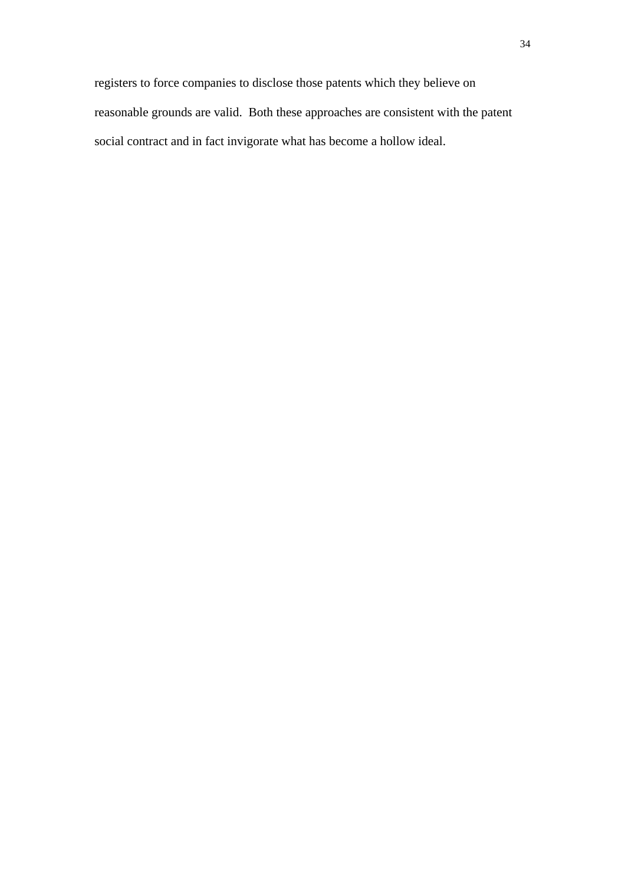registers to force companies to disclose those patents which they believe on reasonable grounds are valid. Both these approaches are consistent with the patent social contract and in fact invigorate what has become a hollow ideal.